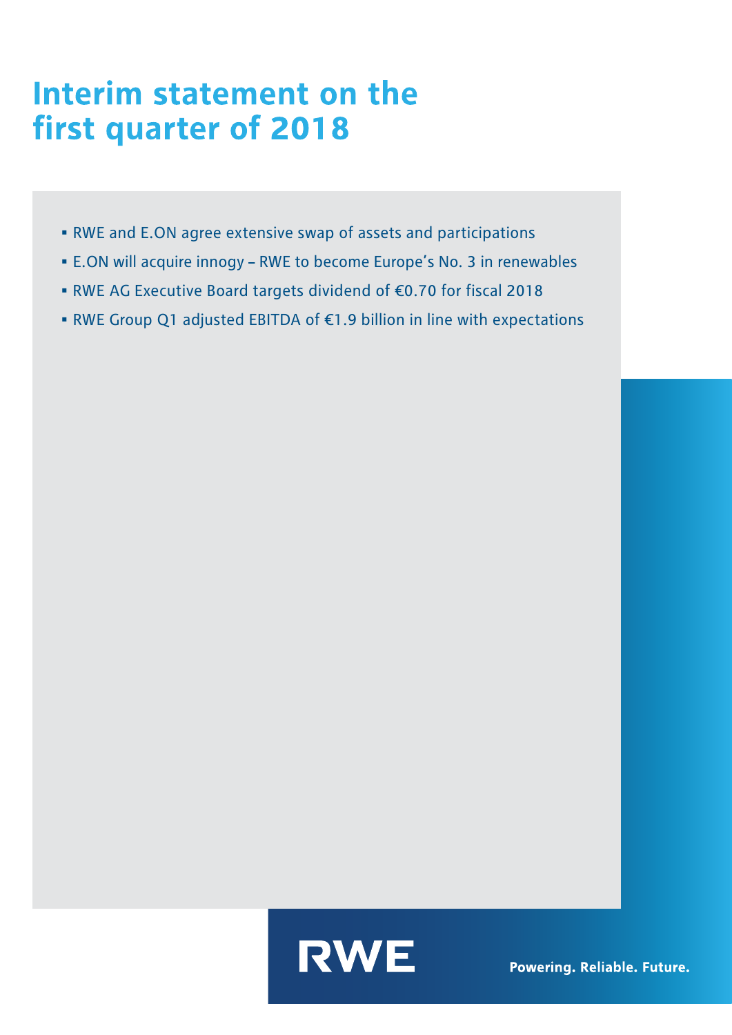# Interim statement on the first quarter of 2018

- RWE and E.ON agree extensive swap of assets and participations
- E.ON will acquire innogy – RWE to become Europe's No. 3 in renewables
- RWE AG Executive Board targets dividend of €0.70 for fiscal 2018
- RWE Group Q1 adjusted EBITDA of €1.9 billion in line with expectations

RWE

Powering. Reliable. Future.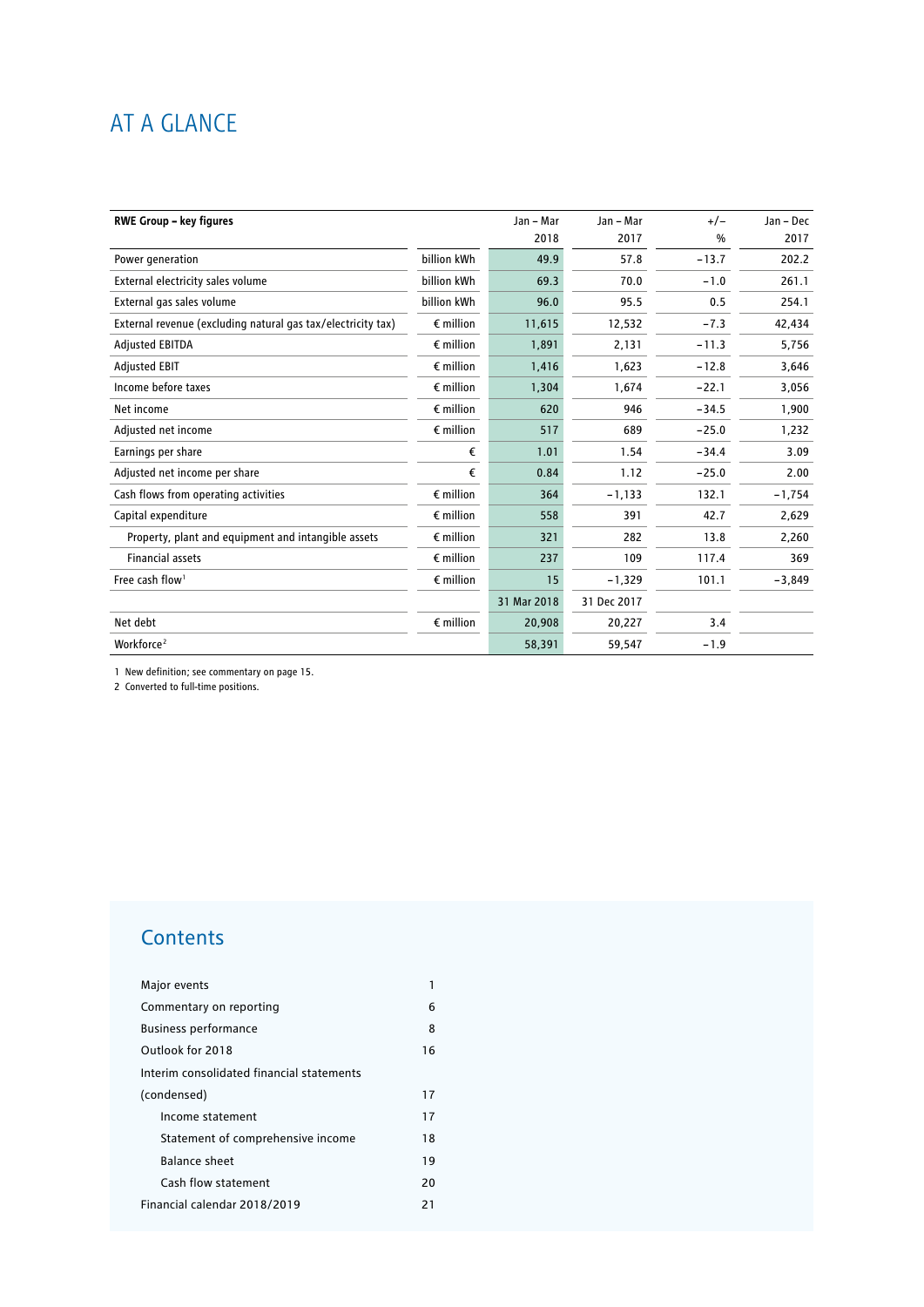# AT A GLANCE

| RWE Group – key figures | | Jan – Mar 2018 | Jan – Mar 2017 | +/– % | Jan – Dec 2017 |
|---|---|---|---|---|---|
| Power generation | billion kWh | 49.9 | 57.8 | –13.7 | 202.2 |
| External electricity sales volume | billion kWh | 69.3 | 70.0 | –1.0 | 261.1 |
| External gas sales volume | billion kWh | 96.0 | 95.5 | 0.5 | 254.1 |
| External revenue (excluding natural gas tax/electricity tax) | € million | 11,615 | 12,532 | –7.3 | 42,434 |
| Adjusted EBITDA | € million | 1,891 | 2,131 | –11.3 | 5,756 |
| Adjusted EBIT | € million | 1,416 | 1,623 | –12.8 | 3,646 |
| Income before taxes | € million | 1,304 | 1,674 | –22.1 | 3,056 |
| Net income | € million | 620 | 946 | –34.5 | 1,900 |
| Adjusted net income | € million | 517 | 689 | –25.0 | 1,232 |
| Earnings per share | € | 1.01 | 1.54 | –34.4 | 3.09 |
| Adjusted net income per share | € | 0.84 | 1.12 | –25.0 | 2.00 |
| Cash flows from operating activities | € million | 364 | –1,133 | 132.1 | –1,754 |
| Capital expenditure | € million | 558 | 391 | 42.7 | 2,629 |
| Property, plant and equipment and intangible assets | € million | 321 | 282 | 13.8 | 2,260 |
| Financial assets | € million | 237 | 109 | 117.4 | 369 |
| Free cash flow[1] | € million | 15 | –1,329 | 101.1 | –3,849 |
| | | 31 Mar 2018 | 31 Dec 2017 | | |
| Net debt | € million | 20,908 | 20,227 | 3.4 | |
| Workforce[2] | | 58,391 | 59,547 | –1.9 | |

1 New definition; see commentary on page 15.
2 Converted to full-time positions.

## Contents

| | |
|---|---|
| Major events | 1 |
| Commentary on reporting | 6 |
| Business performance | 8 |
| Outlook for 2018 | 16 |
| Interim consolidated financial statements (condensed) | 17 |
| Income statement | 17 |
| Statement of comprehensive income | 18 |
| Balance sheet | 19 |
| Cash flow statement | 20 |
| Financial calendar 2018/2019 | 21 |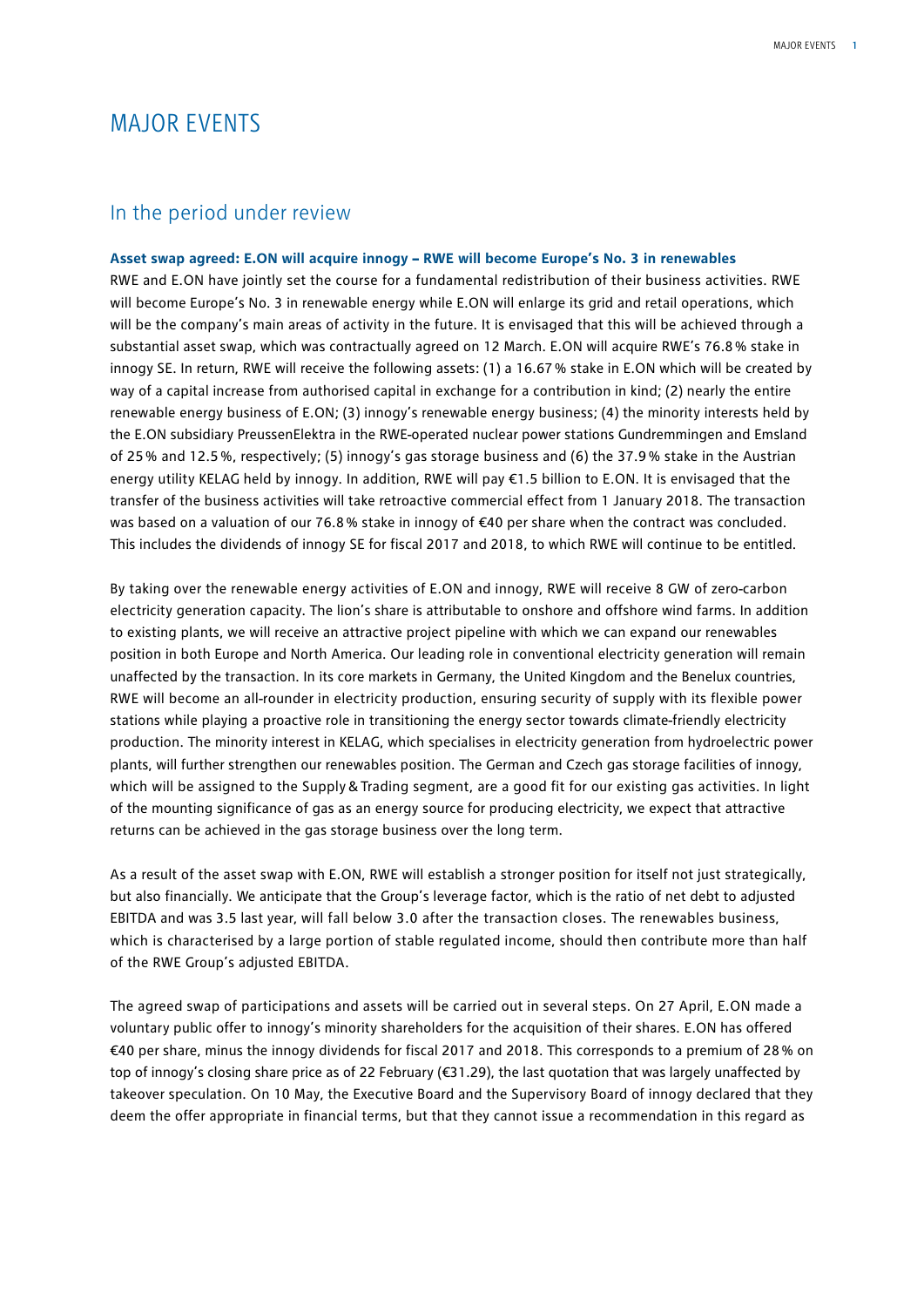# MAJOR EVENTS

## In the period under review

**Asset swap agreed: E.ON will acquire innogy – RWE will become Europe's No. 3 in renewables**

RWE and E.ON have jointly set the course for a fundamental redistribution of their business activities. RWE will become Europe's No. 3 in renewable energy while E.ON will enlarge its grid and retail operations, which will be the company's main areas of activity in the future. It is envisaged that this will be achieved through a substantial asset swap, which was contractually agreed on 12 March. E.ON will acquire RWE's 76.8 % stake in innogy SE. In return, RWE will receive the following assets: (1) a 16.67 % stake in E.ON which will be created by way of a capital increase from authorised capital in exchange for a contribution in kind; (2) nearly the entire renewable energy business of E.ON; (3) innogy's renewable energy business; (4) the minority interests held by the E.ON subsidiary PreussenElektra in the RWE-operated nuclear power stations Gundremmingen and Emsland of 25 % and 12.5 %, respectively; (5) innogy's gas storage business and (6) the 37.9 % stake in the Austrian energy utility KELAG held by innogy. In addition, RWE will pay €1.5 billion to E.ON. It is envisaged that the transfer of the business activities will take retroactive commercial effect from 1 January 2018. The transaction was based on a valuation of our 76.8 % stake in innogy of €40 per share when the contract was concluded. This includes the dividends of innogy SE for fiscal 2017 and 2018, to which RWE will continue to be entitled.

By taking over the renewable energy activities of E.ON and innogy, RWE will receive 8 GW of zero-carbon electricity generation capacity. The lion's share is attributable to onshore and offshore wind farms. In addition to existing plants, we will receive an attractive project pipeline with which we can expand our renewables position in both Europe and North America. Our leading role in conventional electricity generation will remain unaffected by the transaction. In its core markets in Germany, the United Kingdom and the Benelux countries, RWE will become an all-rounder in electricity production, ensuring security of supply with its flexible power stations while playing a proactive role in transitioning the energy sector towards climate-friendly electricity production. The minority interest in KELAG, which specialises in electricity generation from hydroelectric power plants, will further strengthen our renewables position. The German and Czech gas storage facilities of innogy, which will be assigned to the Supply & Trading segment, are a good fit for our existing gas activities. In light of the mounting significance of gas as an energy source for producing electricity, we expect that attractive returns can be achieved in the gas storage business over the long term.

As a result of the asset swap with E.ON, RWE will establish a stronger position for itself not just strategically, but also financially. We anticipate that the Group's leverage factor, which is the ratio of net debt to adjusted EBITDA and was 3.5 last year, will fall below 3.0 after the transaction closes. The renewables business, which is characterised by a large portion of stable regulated income, should then contribute more than half of the RWE Group's adjusted EBITDA.

The agreed swap of participations and assets will be carried out in several steps. On 27 April, E.ON made a voluntary public offer to innogy's minority shareholders for the acquisition of their shares. E.ON has offered €40 per share, minus the innogy dividends for fiscal 2017 and 2018. This corresponds to a premium of 28 % on top of innogy's closing share price as of 22 February (€31.29), the last quotation that was largely unaffected by takeover speculation. On 10 May, the Executive Board and the Supervisory Board of innogy declared that they deem the offer appropriate in financial terms, but that they cannot issue a recommendation in this regard as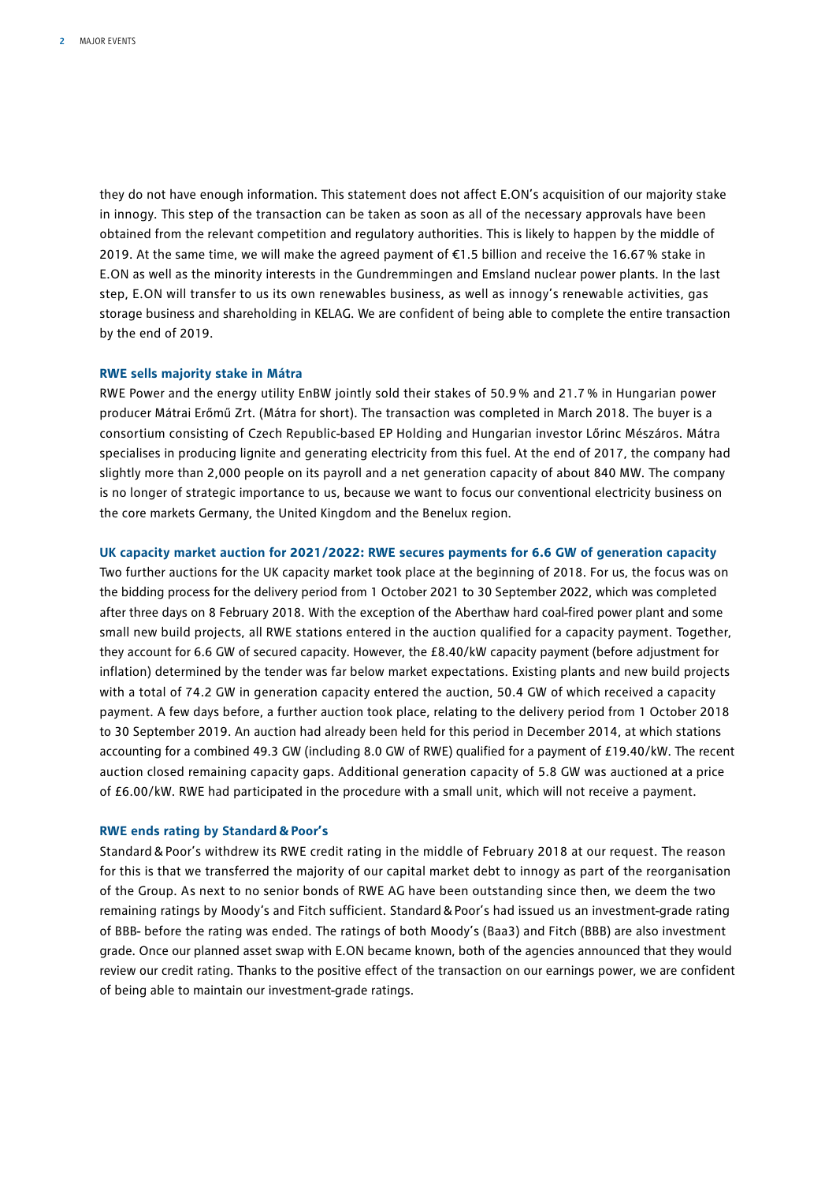they do not have enough information. This statement does not affect E.ON's acquisition of our majority stake in innogy. This step of the transaction can be taken as soon as all of the necessary approvals have been obtained from the relevant competition and regulatory authorities. This is likely to happen by the middle of 2019. At the same time, we will make the agreed payment of €1.5 billion and receive the 16.67 % stake in E.ON as well as the minority interests in the Gundremmingen and Emsland nuclear power plants. In the last step, E.ON will transfer to us its own renewables business, as well as innogy's renewable activities, gas storage business and shareholding in KELAG. We are confident of being able to complete the entire transaction by the end of 2019.

### RWE sells majority stake in Mátra

RWE Power and the energy utility EnBW jointly sold their stakes of 50.9 % and 21.7 % in Hungarian power producer Mátrai Erőmű Zrt. (Mátra for short). The transaction was completed in March 2018. The buyer is a consortium consisting of Czech Republic-based EP Holding and Hungarian investor Lőrinc Mészáros. Mátra specialises in producing lignite and generating electricity from this fuel. At the end of 2017, the company had slightly more than 2,000 people on its payroll and a net generation capacity of about 840 MW. The company is no longer of strategic importance to us, because we want to focus our conventional electricity business on the core markets Germany, the United Kingdom and the Benelux region.

### UK capacity market auction for 2021/2022: RWE secures payments for 6.6 GW of generation capacity

Two further auctions for the UK capacity market took place at the beginning of 2018. For us, the focus was on the bidding process for the delivery period from 1 October 2021 to 30 September 2022, which was completed after three days on 8 February 2018. With the exception of the Aberthaw hard coal-fired power plant and some small new build projects, all RWE stations entered in the auction qualified for a capacity payment. Together, they account for 6.6 GW of secured capacity. However, the £8.40/kW capacity payment (before adjustment for inflation) determined by the tender was far below market expectations. Existing plants and new build projects with a total of 74.2 GW in generation capacity entered the auction, 50.4 GW of which received a capacity payment. A few days before, a further auction took place, relating to the delivery period from 1 October 2018 to 30 September 2019. An auction had already been held for this period in December 2014, at which stations accounting for a combined 49.3 GW (including 8.0 GW of RWE) qualified for a payment of £19.40/kW. The recent auction closed remaining capacity gaps. Additional generation capacity of 5.8 GW was auctioned at a price of £6.00/kW. RWE had participated in the procedure with a small unit, which will not receive a payment.

### RWE ends rating by Standard & Poor's

Standard & Poor's withdrew its RWE credit rating in the middle of February 2018 at our request. The reason for this is that we transferred the majority of our capital market debt to innogy as part of the reorganisation of the Group. As next to no senior bonds of RWE AG have been outstanding since then, we deem the two remaining ratings by Moody's and Fitch sufficient. Standard & Poor's had issued us an investment-grade rating of BBB- before the rating was ended. The ratings of both Moody's (Baa3) and Fitch (BBB) are also investment grade. Once our planned asset swap with E.ON became known, both of the agencies announced that they would review our credit rating. Thanks to the positive effect of the transaction on our earnings power, we are confident of being able to maintain our investment-grade ratings.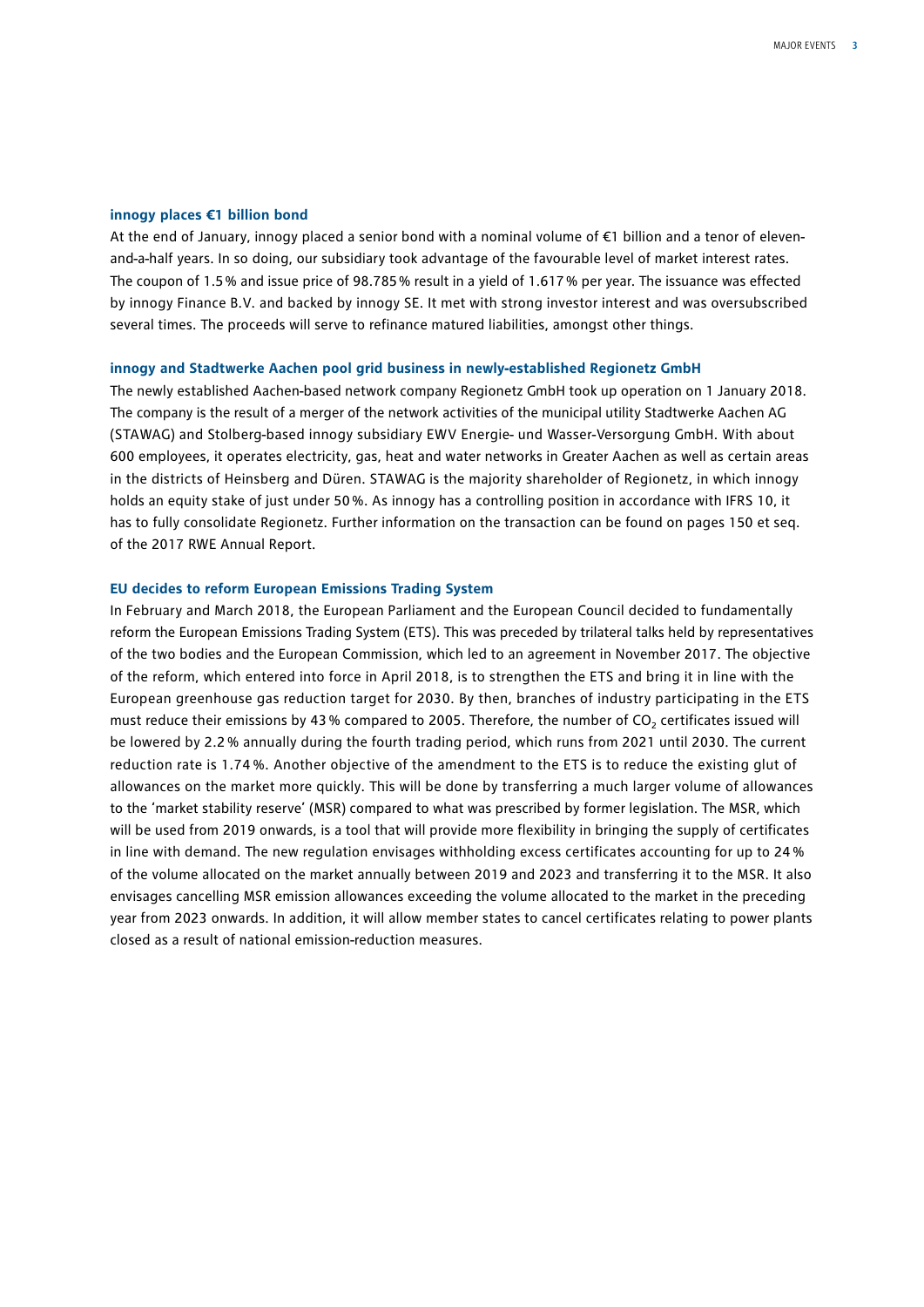### innogy places €1 billion bond

At the end of January, innogy placed a senior bond with a nominal volume of €1 billion and a tenor of eleven-and-a-half years. In so doing, our subsidiary took advantage of the favourable level of market interest rates. The coupon of 1.5 % and issue price of 98.785 % result in a yield of 1.617 % per year. The issuance was effected by innogy Finance B.V. and backed by innogy SE. It met with strong investor interest and was oversubscribed several times. The proceeds will serve to refinance matured liabilities, amongst other things.

### innogy and Stadtwerke Aachen pool grid business in newly-established Regionetz GmbH

The newly established Aachen-based network company Regionetz GmbH took up operation on 1 January 2018. The company is the result of a merger of the network activities of the municipal utility Stadtwerke Aachen AG (STAWAG) and Stolberg-based innogy subsidiary EWV Energie- und Wasser-Versorgung GmbH. With about 600 employees, it operates electricity, gas, heat and water networks in Greater Aachen as well as certain areas in the districts of Heinsberg and Düren. STAWAG is the majority shareholder of Regionetz, in which innogy holds an equity stake of just under 50 %. As innogy has a controlling position in accordance with IFRS 10, it has to fully consolidate Regionetz. Further information on the transaction can be found on pages 150 et seq. of the 2017 RWE Annual Report.

### EU decides to reform European Emissions Trading System

In February and March 2018, the European Parliament and the European Council decided to fundamentally reform the European Emissions Trading System (ETS). This was preceded by trilateral talks held by representatives of the two bodies and the European Commission, which led to an agreement in November 2017. The objective of the reform, which entered into force in April 2018, is to strengthen the ETS and bring it in line with the European greenhouse gas reduction target for 2030. By then, branches of industry participating in the ETS must reduce their emissions by 43 % compared to 2005. Therefore, the number of $CO_2$ certificates issued will be lowered by 2.2 % annually during the fourth trading period, which runs from 2021 until 2030. The current reduction rate is 1.74 %. Another objective of the amendment to the ETS is to reduce the existing glut of allowances on the market more quickly. This will be done by transferring a much larger volume of allowances to the 'market stability reserve' (MSR) compared to what was prescribed by former legislation. The MSR, which will be used from 2019 onwards, is a tool that will provide more flexibility in bringing the supply of certificates in line with demand. The new regulation envisages withholding excess certificates accounting for up to 24 % of the volume allocated on the market annually between 2019 and 2023 and transferring it to the MSR. It also envisages cancelling MSR emission allowances exceeding the volume allocated to the market in the preceding year from 2023 onwards. In addition, it will allow member states to cancel certificates relating to power plants closed as a result of national emission-reduction measures.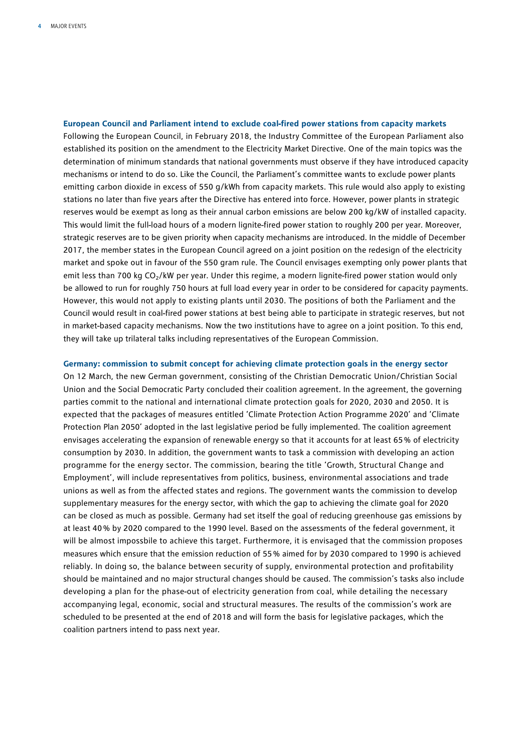### European Council and Parliament intend to exclude coal-fired power stations from capacity markets

Following the European Council, in February 2018, the Industry Committee of the European Parliament also established its position on the amendment to the Electricity Market Directive. One of the main topics was the determination of minimum standards that national governments must observe if they have introduced capacity mechanisms or intend to do so. Like the Council, the Parliament's committee wants to exclude power plants emitting carbon dioxide in excess of 550 g/kWh from capacity markets. This rule would also apply to existing stations no later than five years after the Directive has entered into force. However, power plants in strategic reserves would be exempt as long as their annual carbon emissions are below 200 kg/kW of installed capacity. This would limit the full-load hours of a modern lignite-fired power station to roughly 200 per year. Moreover, strategic reserves are to be given priority when capacity mechanisms are introduced. In the middle of December 2017, the member states in the European Council agreed on a joint position on the redesign of the electricity market and spoke out in favour of the 550 gram rule. The Council envisages exempting only power plants that emit less than 700 kg $CO_2$/kW per year. Under this regime, a modern lignite-fired power station would only be allowed to run for roughly 750 hours at full load every year in order to be considered for capacity payments. However, this would not apply to existing plants until 2030. The positions of both the Parliament and the Council would result in coal-fired power stations at best being able to participate in strategic reserves, but not in market-based capacity mechanisms. Now the two institutions have to agree on a joint position. To this end, they will take up trilateral talks including representatives of the European Commission.

### Germany: commission to submit concept for achieving climate protection goals in the energy sector

On 12 March, the new German government, consisting of the Christian Democratic Union/Christian Social Union and the Social Democratic Party concluded their coalition agreement. In the agreement, the governing parties commit to the national and international climate protection goals for 2020, 2030 and 2050. It is expected that the packages of measures entitled 'Climate Protection Action Programme 2020' and 'Climate Protection Plan 2050' adopted in the last legislative period be fully implemented. The coalition agreement envisages accelerating the expansion of renewable energy so that it accounts for at least 65 % of electricity consumption by 2030. In addition, the government wants to task a commission with developing an action programme for the energy sector. The commission, bearing the title 'Growth, Structural Change and Employment', will include representatives from politics, business, environmental associations and trade unions as well as from the affected states and regions. The government wants the commission to develop supplementary measures for the energy sector, with which the gap to achieving the climate goal for 2020 can be closed as much as possible. Germany had set itself the goal of reducing greenhouse gas emissions by at least 40 % by 2020 compared to the 1990 level. Based on the assessments of the federal government, it will be almost impossbile to achieve this target. Furthermore, it is envisaged that the commission proposes measures which ensure that the emission reduction of 55 % aimed for by 2030 compared to 1990 is achieved reliably. In doing so, the balance between security of supply, environmental protection and profitability should be maintained and no major structural changes should be caused. The commission's tasks also include developing a plan for the phase-out of electricity generation from coal, while detailing the necessary accompanying legal, economic, social and structural measures. The results of the commission's work are scheduled to be presented at the end of 2018 and will form the basis for legislative packages, which the coalition partners intend to pass next year.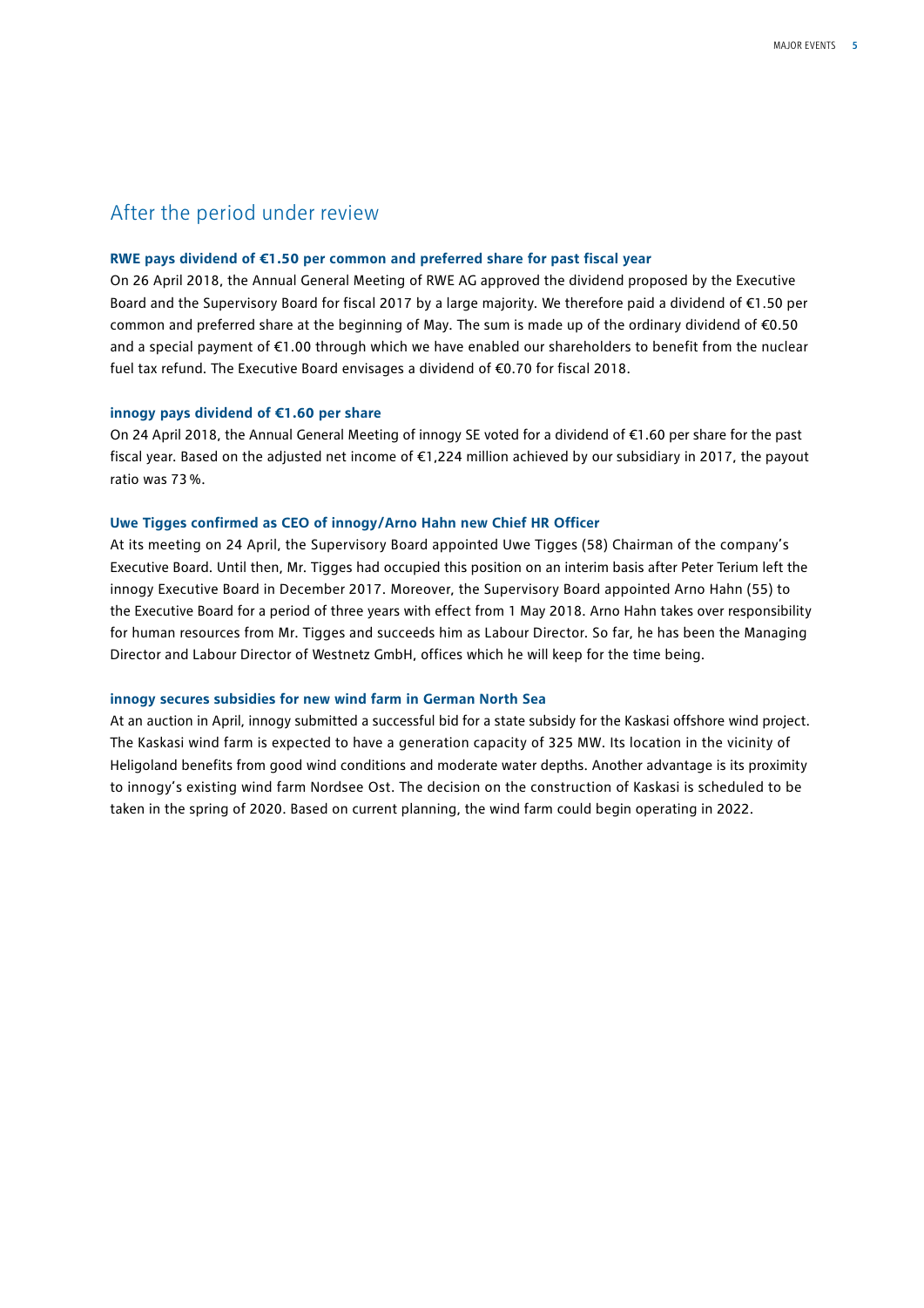## After the period under review

### RWE pays dividend of €1.50 per common and preferred share for past fiscal year

On 26 April 2018, the Annual General Meeting of RWE AG approved the dividend proposed by the Executive Board and the Supervisory Board for fiscal 2017 by a large majority. We therefore paid a dividend of €1.50 per common and preferred share at the beginning of May. The sum is made up of the ordinary dividend of €0.50 and a special payment of €1.00 through which we have enabled our shareholders to benefit from the nuclear fuel tax refund. The Executive Board envisages a dividend of €0.70 for fiscal 2018.

### innogy pays dividend of €1.60 per share

On 24 April 2018, the Annual General Meeting of innogy SE voted for a dividend of €1.60 per share for the past fiscal year. Based on the adjusted net income of €1,224 million achieved by our subsidiary in 2017, the payout ratio was 73 %.

### Uwe Tigges confirmed as CEO of innogy/Arno Hahn new Chief HR Officer

At its meeting on 24 April, the Supervisory Board appointed Uwe Tigges (58) Chairman of the company's Executive Board. Until then, Mr. Tigges had occupied this position on an interim basis after Peter Terium left the innogy Executive Board in December 2017. Moreover, the Supervisory Board appointed Arno Hahn (55) to the Executive Board for a period of three years with effect from 1 May 2018. Arno Hahn takes over responsibility for human resources from Mr. Tigges and succeeds him as Labour Director. So far, he has been the Managing Director and Labour Director of Westnetz GmbH, offices which he will keep for the time being.

### innogy secures subsidies for new wind farm in German North Sea

At an auction in April, innogy submitted a successful bid for a state subsidy for the Kaskasi offshore wind project. The Kaskasi wind farm is expected to have a generation capacity of 325 MW. Its location in the vicinity of Heligoland benefits from good wind conditions and moderate water depths. Another advantage is its proximity to innogy's existing wind farm Nordsee Ost. The decision on the construction of Kaskasi is scheduled to be taken in the spring of 2020. Based on current planning, the wind farm could begin operating in 2022.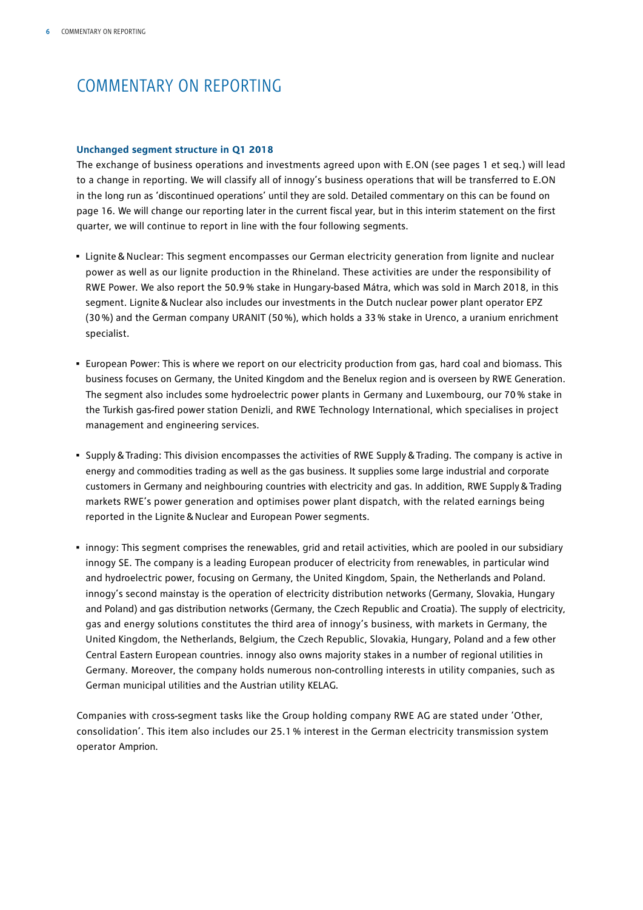# COMMENTARY ON REPORTING

### Unchanged segment structure in Q1 2018

The exchange of business operations and investments agreed upon with E.ON (see pages 1 et seq.) will lead to a change in reporting. We will classify all of innogy's business operations that will be transferred to E.ON in the long run as 'discontinued operations' until they are sold. Detailed commentary on this can be found on page 16. We will change our reporting later in the current fiscal year, but in this interim statement on the first quarter, we will continue to report in line with the four following segments.

- Lignite & Nuclear: This segment encompasses our German electricity generation from lignite and nuclear power as well as our lignite production in the Rhineland. These activities are under the responsibility of RWE Power. We also report the 50.9 % stake in Hungary-based Mátra, which was sold in March 2018, in this segment. Lignite & Nuclear also includes our investments in the Dutch nuclear power plant operator EPZ (30 %) and the German company URANIT (50 %), which holds a 33 % stake in Urenco, a uranium enrichment specialist.

- European Power: This is where we report on our electricity production from gas, hard coal and biomass. This business focuses on Germany, the United Kingdom and the Benelux region and is overseen by RWE Generation. The segment also includes some hydroelectric power plants in Germany and Luxembourg, our 70 % stake in the Turkish gas-fired power station Denizli, and RWE Technology International, which specialises in project management and engineering services.

- Supply & Trading: This division encompasses the activities of RWE Supply & Trading. The company is active in energy and commodities trading as well as the gas business. It supplies some large industrial and corporate customers in Germany and neighbouring countries with electricity and gas. In addition, RWE Supply & Trading markets RWE's power generation and optimises power plant dispatch, with the related earnings being reported in the Lignite & Nuclear and European Power segments.

- innogy: This segment comprises the renewables, grid and retail activities, which are pooled in our subsidiary innogy SE. The company is a leading European producer of electricity from renewables, in particular wind and hydroelectric power, focusing on Germany, the United Kingdom, Spain, the Netherlands and Poland. innogy's second mainstay is the operation of electricity distribution networks (Germany, Slovakia, Hungary and Poland) and gas distribution networks (Germany, the Czech Republic and Croatia). The supply of electricity, gas and energy solutions constitutes the third area of innogy's business, with markets in Germany, the United Kingdom, the Netherlands, Belgium, the Czech Republic, Slovakia, Hungary, Poland and a few other Central Eastern European countries. innogy also owns majority stakes in a number of regional utilities in Germany. Moreover, the company holds numerous non-controlling interests in utility companies, such as German municipal utilities and the Austrian utility KELAG.

Companies with cross-segment tasks like the Group holding company RWE AG are stated under 'Other, consolidation'. This item also includes our 25.1 % interest in the German electricity transmission system operator Amprion.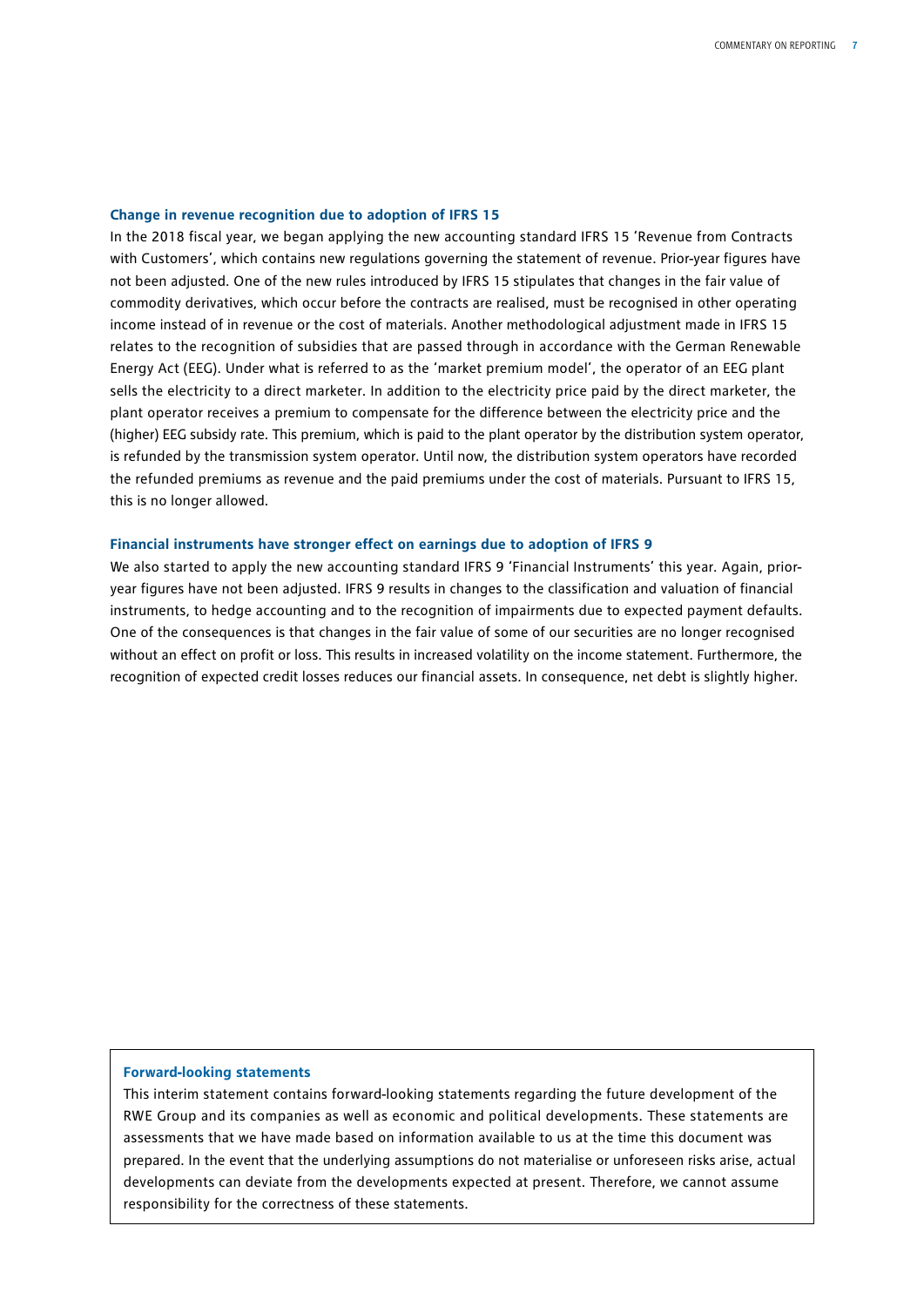### Change in revenue recognition due to adoption of IFRS 15

In the 2018 fiscal year, we began applying the new accounting standard IFRS 15 'Revenue from Contracts with Customers', which contains new regulations governing the statement of revenue. Prior-year figures have not been adjusted. One of the new rules introduced by IFRS 15 stipulates that changes in the fair value of commodity derivatives, which occur before the contracts are realised, must be recognised in other operating income instead of in revenue or the cost of materials. Another methodological adjustment made in IFRS 15 relates to the recognition of subsidies that are passed through in accordance with the German Renewable Energy Act (EEG). Under what is referred to as the 'market premium model', the operator of an EEG plant sells the electricity to a direct marketer. In addition to the electricity price paid by the direct marketer, the plant operator receives a premium to compensate for the difference between the electricity price and the (higher) EEG subsidy rate. This premium, which is paid to the plant operator by the distribution system operator, is refunded by the transmission system operator. Until now, the distribution system operators have recorded the refunded premiums as revenue and the paid premiums under the cost of materials. Pursuant to IFRS 15, this is no longer allowed.

### Financial instruments have stronger effect on earnings due to adoption of IFRS 9

We also started to apply the new accounting standard IFRS 9 'Financial Instruments' this year. Again, prior-year figures have not been adjusted. IFRS 9 results in changes to the classification and valuation of financial instruments, to hedge accounting and to the recognition of impairments due to expected payment defaults. One of the consequences is that changes in the fair value of some of our securities are no longer recognised without an effect on profit or loss. This results in increased volatility on the income statement. Furthermore, the recognition of expected credit losses reduces our financial assets. In consequence, net debt is slightly higher.

### Forward-looking statements

This interim statement contains forward-looking statements regarding the future development of the RWE Group and its companies as well as economic and political developments. These statements are assessments that we have made based on information available to us at the time this document was prepared. In the event that the underlying assumptions do not materialise or unforeseen risks arise, actual developments can deviate from the developments expected at present. Therefore, we cannot assume responsibility for the correctness of these statements.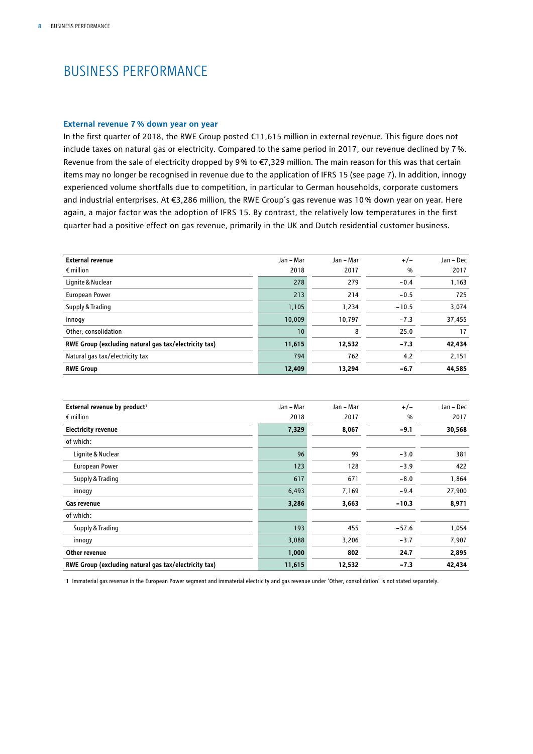# BUSINESS PERFORMANCE

### External revenue 7 % down year on year

In the first quarter of 2018, the RWE Group posted €11,615 million in external revenue. This figure does not include taxes on natural gas or electricity. Compared to the same period in 2017, our revenue declined by 7 %. Revenue from the sale of electricity dropped by 9 % to €7,329 million. The main reason for this was that certain items may no longer be recognised in revenue due to the application of IFRS 15 (see page 7). In addition, innogy experienced volume shortfalls due to competition, in particular to German households, corporate customers and industrial enterprises. At €3,286 million, the RWE Group's gas revenue was 10 % down year on year. Here again, a major factor was the adoption of IFRS 15. By contrast, the relatively low temperatures in the first quarter had a positive effect on gas revenue, primarily in the UK and Dutch residential customer business.

| **External revenue**<br>€ million | Jan – Mar<br>2018 | Jan – Mar<br>2017 | +/–<br>% | Jan – Dec<br>2017 |
|---|---|---|---|---|
| Lignite & Nuclear | 278 | 279 | −0.4 | 1,163 |
| European Power | 213 | 214 | −0.5 | 725 |
| Supply & Trading | 1,105 | 1,234 | −10.5 | 3,074 |
| innogy | 10,009 | 10,797 | −7.3 | 37,455 |
| Other, consolidation | 10 | 8 | 25.0 | 17 |
| **RWE Group (excluding natural gas tax/electricity tax)** | **11,615** | **12,532** | **−7.3** | **42,434** |
| Natural gas tax/electricity tax | 794 | 762 | 4.2 | 2,151 |
| **RWE Group** | **12,409** | **13,294** | **−6.7** | **44,585** |

| **External revenue by product**[1]<br>€ million | Jan – Mar<br>2018 | Jan – Mar<br>2017 | +/–<br>% | Jan – Dec<br>2017 |
|---|---|---|---|---|
| **Electricity revenue** | **7,329** | **8,067** | **−9.1** | **30,568** |
| of which: | | | | |
| Lignite & Nuclear | 96 | 99 | −3.0 | 381 |
| European Power | 123 | 128 | −3.9 | 422 |
| Supply & Trading | 617 | 671 | −8.0 | 1,864 |
| innogy | 6,493 | 7,169 | −9.4 | 27,900 |
| **Gas revenue** | **3,286** | **3,663** | **−10.3** | **8,971** |
| of which: | | | | |
| Supply & Trading | 193 | 455 | −57.6 | 1,054 |
| innogy | 3,088 | 3,206 | −3.7 | 7,907 |
| **Other revenue** | **1,000** | **802** | **24.7** | **2,895** |
| **RWE Group (excluding natural gas tax/electricity tax)** | **11,615** | **12,532** | **−7.3** | **42,434** |

1 Immaterial gas revenue in the European Power segment and immaterial electricity and gas revenue under 'Other, consolidation' is not stated separately.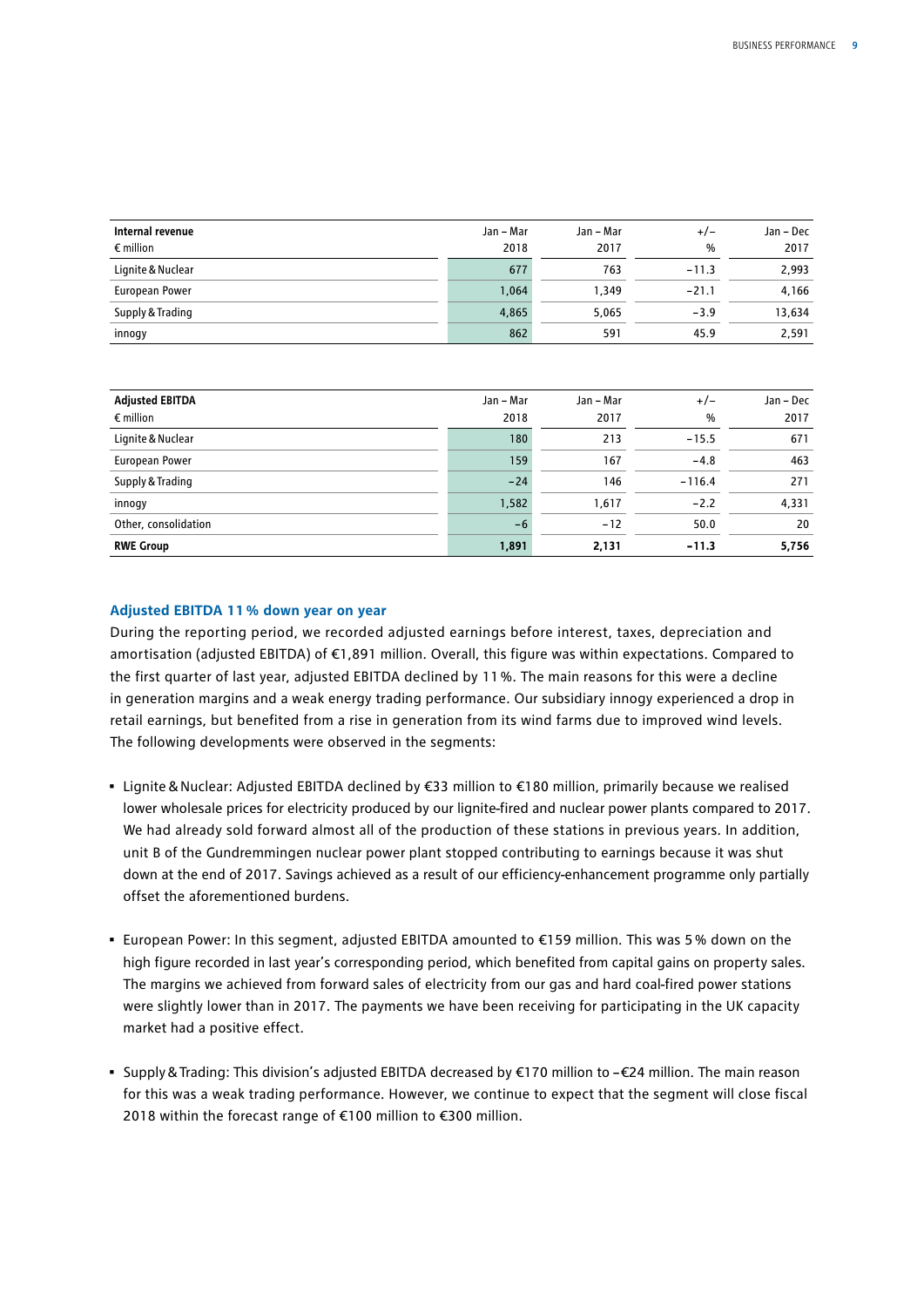| Internal revenue<br>€ million | Jan – Mar<br>2018 | Jan – Mar<br>2017 | +/–<br>% | Jan – Dec<br>2017 |
|---|---|---|---|---|
| Lignite & Nuclear | 677 | 763 | –11.3 | 2,993 |
| European Power | 1,064 | 1,349 | –21.1 | 4,166 |
| Supply & Trading | 4,865 | 5,065 | –3.9 | 13,634 |
| innogy | 862 | 591 | 45.9 | 2,591 |

| Adjusted EBITDA<br>€ million | Jan – Mar<br>2018 | Jan – Mar<br>2017 | +/–<br>% | Jan – Dec<br>2017 |
|---|---|---|---|---|
| Lignite & Nuclear | 180 | 213 | –15.5 | 671 |
| European Power | 159 | 167 | –4.8 | 463 |
| Supply & Trading | –24 | 146 | –116.4 | 271 |
| innogy | 1,582 | 1,617 | –2.2 | 4,331 |
| Other, consolidation | –6 | –12 | 50.0 | 20 |
| **RWE Group** | **1,891** | **2,131** | **–11.3** | **5,756** |

### Adjusted EBITDA 11 % down year on year

During the reporting period, we recorded adjusted earnings before interest, taxes, depreciation and amortisation (adjusted EBITDA) of €1,891 million. Overall, this figure was within expectations. Compared to the first quarter of last year, adjusted EBITDA declined by 11 %. The main reasons for this were a decline in generation margins and a weak energy trading performance. Our subsidiary innogy experienced a drop in retail earnings, but benefited from a rise in generation from its wind farms due to improved wind levels. The following developments were observed in the segments:

- Lignite & Nuclear: Adjusted EBITDA declined by €33 million to €180 million, primarily because we realised lower wholesale prices for electricity produced by our lignite-fired and nuclear power plants compared to 2017. We had already sold forward almost all of the production of these stations in previous years. In addition, unit B of the Gundremmingen nuclear power plant stopped contributing to earnings because it was shut down at the end of 2017. Savings achieved as a result of our efficiency-enhancement programme only partially offset the aforementioned burdens.

- European Power: In this segment, adjusted EBITDA amounted to €159 million. This was 5 % down on the high figure recorded in last year's corresponding period, which benefited from capital gains on property sales. The margins we achieved from forward sales of electricity from our gas and hard coal-fired power stations were slightly lower than in 2017. The payments we have been receiving for participating in the UK capacity market had a positive effect.

- Supply & Trading: This division's adjusted EBITDA decreased by €170 million to –€24 million. The main reason for this was a weak trading performance. However, we continue to expect that the segment will close fiscal 2018 within the forecast range of €100 million to €300 million.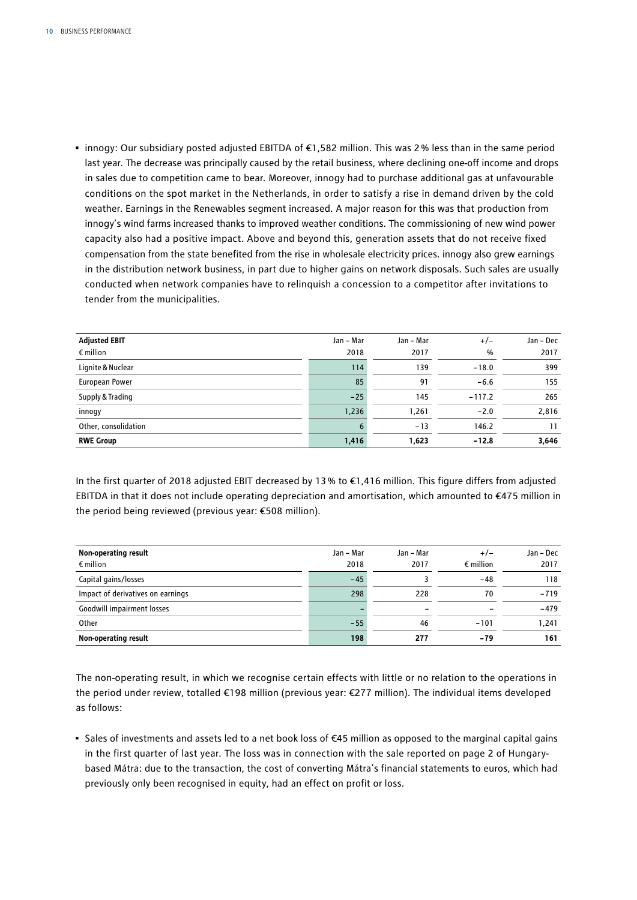- innogy: Our subsidiary posted adjusted EBITDA of €1,582 million. This was 2 % less than in the same period last year. The decrease was principally caused by the retail business, where declining one-off income and drops in sales due to competition came to bear. Moreover, innogy had to purchase additional gas at unfavourable conditions on the spot market in the Netherlands, in order to satisfy a rise in demand driven by the cold weather. Earnings in the Renewables segment increased. A major reason for this was that production from innogy's wind farms increased thanks to improved weather conditions. The commissioning of new wind power capacity also had a positive impact. Above and beyond this, generation assets that do not receive fixed compensation from the state benefited from the rise in wholesale electricity prices. innogy also grew earnings in the distribution network business, in part due to higher gains on network disposals. Such sales are usually conducted when network companies have to relinquish a concession to a competitor after invitations to tender from the municipalities.

| **Adjusted EBIT**<br>€ million | Jan – Mar<br>2018 | Jan – Mar<br>2017 | +/–<br>% | Jan – Dec<br>2017 |
|---|---|---|---|---|
| Lignite & Nuclear | 114 | 139 | −18.0 | 399 |
| European Power | 85 | 91 | −6.6 | 155 |
| Supply & Trading | −25 | 145 | −117.2 | 265 |
| innogy | 1,236 | 1,261 | −2.0 | 2,816 |
| Other, consolidation | 6 | −13 | 146.2 | 11 |
| **RWE Group** | **1,416** | **1,623** | **−12.8** | **3,646** |

In the first quarter of 2018 adjusted EBIT decreased by 13 % to €1,416 million. This figure differs from adjusted EBITDA in that it does not include operating depreciation and amortisation, which amounted to €475 million in the period being reviewed (previous year: €508 million).

| **Non-operating result**<br>€ million | Jan – Mar<br>2018 | Jan – Mar<br>2017 | +/–<br>€ million | Jan – Dec<br>2017 |
|---|---|---|---|---|
| Capital gains/losses | −45 | 3 | −48 | 118 |
| Impact of derivatives on earnings | 298 | 228 | 70 | −719 |
| Goodwill impairment losses | – | – | – | −479 |
| Other | −55 | 46 | −101 | 1,241 |
| **Non-operating result** | **198** | **277** | **−79** | **161** |

The non-operating result, in which we recognise certain effects with little or no relation to the operations in the period under review, totalled €198 million (previous year: €277 million). The individual items developed as follows:

- Sales of investments and assets led to a net book loss of €45 million as opposed to the marginal capital gains in the first quarter of last year. The loss was in connection with the sale reported on page 2 of Hungary-based Mátra: due to the transaction, the cost of converting Mátra's financial statements to euros, which had previously only been recognised in equity, had an effect on profit or loss.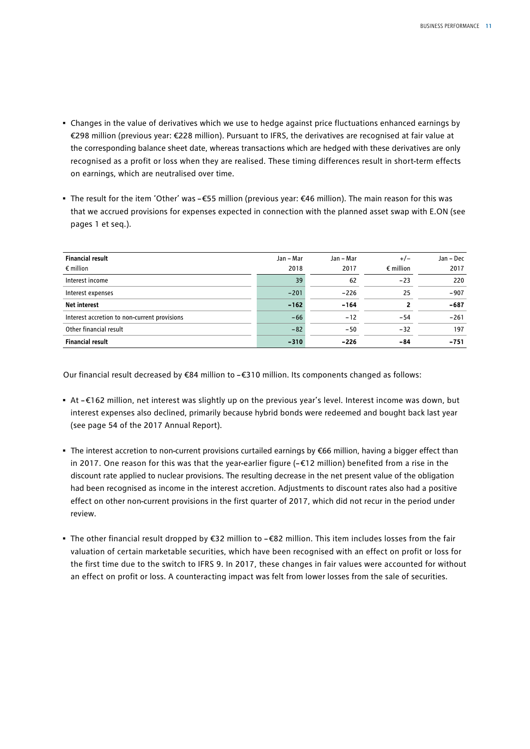- Changes in the value of derivatives which we use to hedge against price fluctuations enhanced earnings by €298 million (previous year: €228 million). Pursuant to IFRS, the derivatives are recognised at fair value at the corresponding balance sheet date, whereas transactions which are hedged with these derivatives are only recognised as a profit or loss when they are realised. These timing differences result in short-term effects on earnings, which are neutralised over time.

- The result for the item 'Other' was –€55 million (previous year: €46 million). The main reason for this was that we accrued provisions for expenses expected in connection with the planned asset swap with E.ON (see pages 1 et seq.).

| **Financial result**<br>€ million | Jan – Mar<br>2018 | Jan – Mar<br>2017 | +/–<br>€ million | Jan – Dec<br>2017 |
|---|---|---|---|---|
| Interest income | 39 | 62 | –23 | 220 |
| Interest expenses | –201 | –226 | 25 | –907 |
| **Net interest** | **–162** | **–164** | **2** | **–687** |
| Interest accretion to non-current provisions | –66 | –12 | –54 | –261 |
| Other financial result | –82 | –50 | –32 | 197 |
| **Financial result** | **–310** | **–226** | **–84** | **–751** |

Our financial result decreased by €84 million to –€310 million. Its components changed as follows:

- At –€162 million, net interest was slightly up on the previous year's level. Interest income was down, but interest expenses also declined, primarily because hybrid bonds were redeemed and bought back last year (see page 54 of the 2017 Annual Report).

- The interest accretion to non-current provisions curtailed earnings by €66 million, having a bigger effect than in 2017. One reason for this was that the year-earlier figure (–€12 million) benefited from a rise in the discount rate applied to nuclear provisions. The resulting decrease in the net present value of the obligation had been recognised as income in the interest accretion. Adjustments to discount rates also had a positive effect on other non-current provisions in the first quarter of 2017, which did not recur in the period under review.

- The other financial result dropped by €32 million to –€82 million. This item includes losses from the fair valuation of certain marketable securities, which have been recognised with an effect on profit or loss for the first time due to the switch to IFRS 9. In 2017, these changes in fair values were accounted for without an effect on profit or loss. A counteracting impact was felt from lower losses from the sale of securities.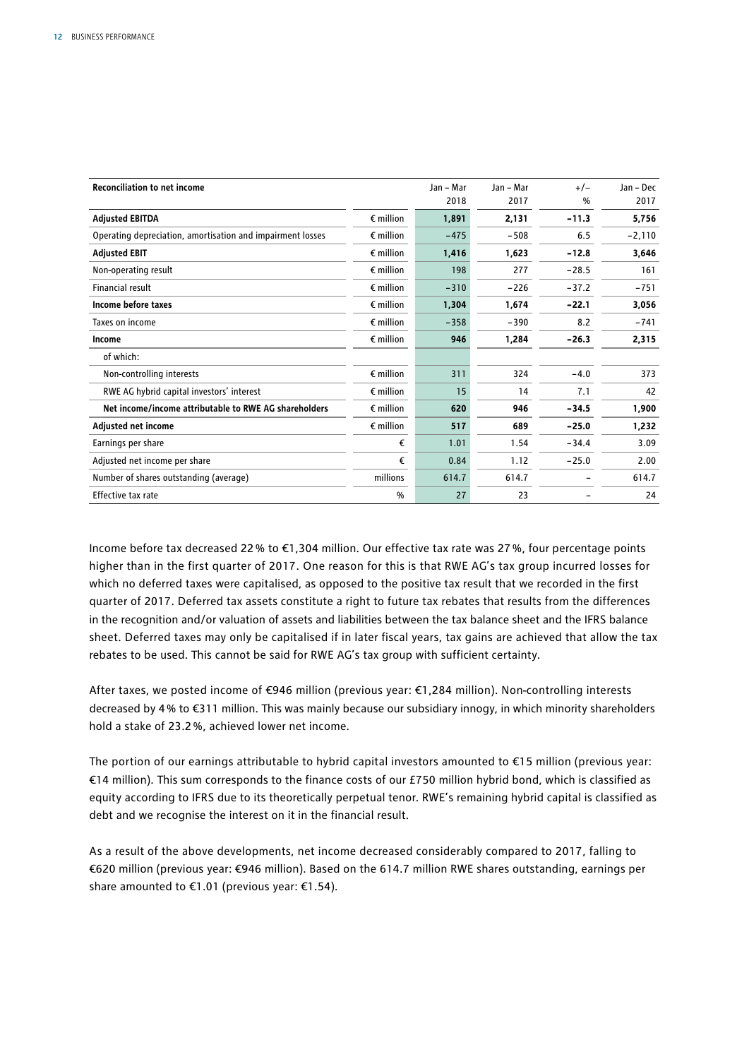| Reconciliation to net income | | Jan – Mar 2018 | Jan – Mar 2017 | +/– % | Jan – Dec 2017 |
|---|---|---|---|---|---|
| **Adjusted EBITDA** | € million | **1,891** | **2,131** | **−11.3** | **5,756** |
| Operating depreciation, amortisation and impairment losses | € million | −475 | −508 | 6.5 | −2,110 |
| **Adjusted EBIT** | € million | **1,416** | **1,623** | **−12.8** | **3,646** |
| Non-operating result | € million | 198 | 277 | −28.5 | 161 |
| Financial result | € million | −310 | −226 | −37.2 | −751 |
| **Income before taxes** | € million | **1,304** | **1,674** | **−22.1** | **3,056** |
| Taxes on income | € million | −358 | −390 | 8.2 | −741 |
| **Income** | € million | **946** | **1,284** | **−26.3** | **2,315** |
| of which: | | | | | |
| Non-controlling interests | € million | 311 | 324 | −4.0 | 373 |
| RWE AG hybrid capital investors' interest | € million | 15 | 14 | 7.1 | 42 |
| **Net income/income attributable to RWE AG shareholders** | € million | **620** | **946** | **−34.5** | **1,900** |
| **Adjusted net income** | € million | **517** | **689** | **−25.0** | **1,232** |
| Earnings per share | € | 1.01 | 1.54 | −34.4 | 3.09 |
| Adjusted net income per share | € | 0.84 | 1.12 | −25.0 | 2.00 |
| Number of shares outstanding (average) | millions | 614.7 | 614.7 | – | 614.7 |
| Effective tax rate | % | 27 | 23 | – | 24 |

Income before tax decreased 22 % to €1,304 million. Our effective tax rate was 27 %, four percentage points higher than in the first quarter of 2017. One reason for this is that RWE AG's tax group incurred losses for which no deferred taxes were capitalised, as opposed to the positive tax result that we recorded in the first quarter of 2017. Deferred tax assets constitute a right to future tax rebates that results from the differences in the recognition and/or valuation of assets and liabilities between the tax balance sheet and the IFRS balance sheet. Deferred taxes may only be capitalised if in later fiscal years, tax gains are achieved that allow the tax rebates to be used. This cannot be said for RWE AG's tax group with sufficient certainty.

After taxes, we posted income of €946 million (previous year: €1,284 million). Non-controlling interests decreased by 4 % to €311 million. This was mainly because our subsidiary innogy, in which minority shareholders hold a stake of 23.2 %, achieved lower net income.

The portion of our earnings attributable to hybrid capital investors amounted to €15 million (previous year: €14 million). This sum corresponds to the finance costs of our £750 million hybrid bond, which is classified as equity according to IFRS due to its theoretically perpetual tenor. RWE's remaining hybrid capital is classified as debt and we recognise the interest on it in the financial result.

As a result of the above developments, net income decreased considerably compared to 2017, falling to €620 million (previous year: €946 million). Based on the 614.7 million RWE shares outstanding, earnings per share amounted to €1.01 (previous year: €1.54).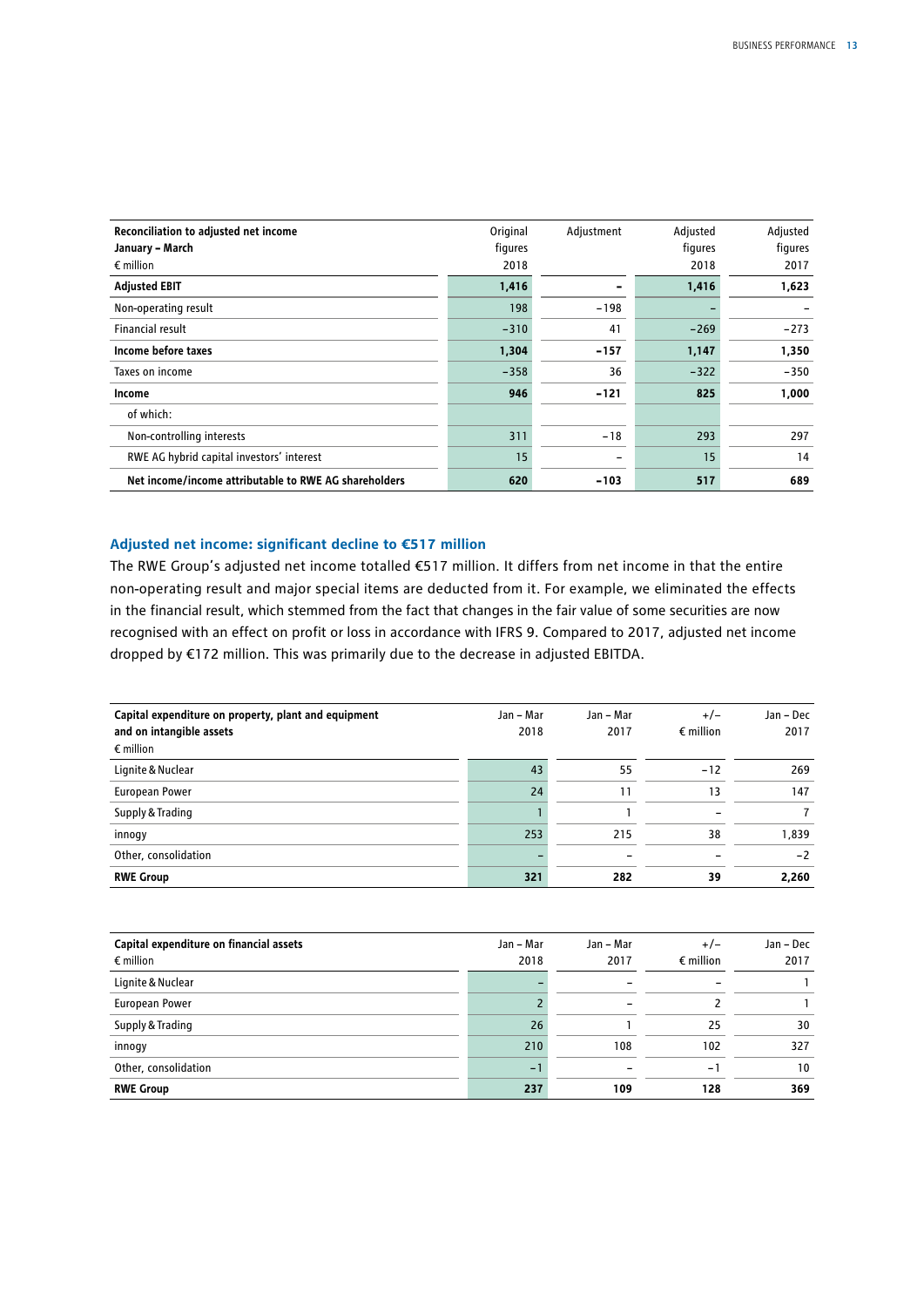| Reconciliation to adjusted net income<br>January – March<br>€ million | Original figures 2018 | Adjustment | Adjusted figures 2018 | Adjusted figures 2017 |
|---|---|---|---|---|
| **Adjusted EBIT** | **1,416** | **–** | **1,416** | **1,623** |
| Non-operating result | 198 | −198 | – | – |
| Financial result | −310 | 41 | −269 | −273 |
| **Income before taxes** | **1,304** | **−157** | **1,147** | **1,350** |
| Taxes on income | −358 | 36 | −322 | −350 |
| **Income** | **946** | **−121** | **825** | **1,000** |
| of which: | | | | |
| Non-controlling interests | 311 | −18 | 293 | 297 |
| RWE AG hybrid capital investors' interest | 15 | – | 15 | 14 |
| **Net income/income attributable to RWE AG shareholders** | **620** | **−103** | **517** | **689** |

## Adjusted net income: significant decline to €517 million

The RWE Group's adjusted net income totalled €517 million. It differs from net income in that the entire non-operating result and major special items are deducted from it. For example, we eliminated the effects in the financial result, which stemmed from the fact that changes in the fair value of some securities are now recognised with an effect on profit or loss in accordance with IFRS 9. Compared to 2017, adjusted net income dropped by €172 million. This was primarily due to the decrease in adjusted EBITDA.

| Capital expenditure on property, plant and equipment and on intangible assets<br>€ million | Jan – Mar 2018 | Jan – Mar 2017 | +/− € million | Jan – Dec 2017 |
|---|---|---|---|---|
| Lignite & Nuclear | 43 | 55 | −12 | 269 |
| European Power | 24 | 11 | 13 | 147 |
| Supply & Trading | 1 | 1 | – | 7 |
| innogy | 253 | 215 | 38 | 1,839 |
| Other, consolidation | – | – | – | −2 |
| **RWE Group** | **321** | **282** | **39** | **2,260** |

| Capital expenditure on financial assets<br>€ million | Jan – Mar 2018 | Jan – Mar 2017 | +/− € million | Jan – Dec 2017 |
|---|---|---|---|---|
| Lignite & Nuclear | – | – | – | 1 |
| European Power | 2 | – | 2 | 1 |
| Supply & Trading | 26 | 1 | 25 | 30 |
| innogy | 210 | 108 | 102 | 327 |
| Other, consolidation | −1 | – | −1 | 10 |
| **RWE Group** | **237** | **109** | **128** | **369** |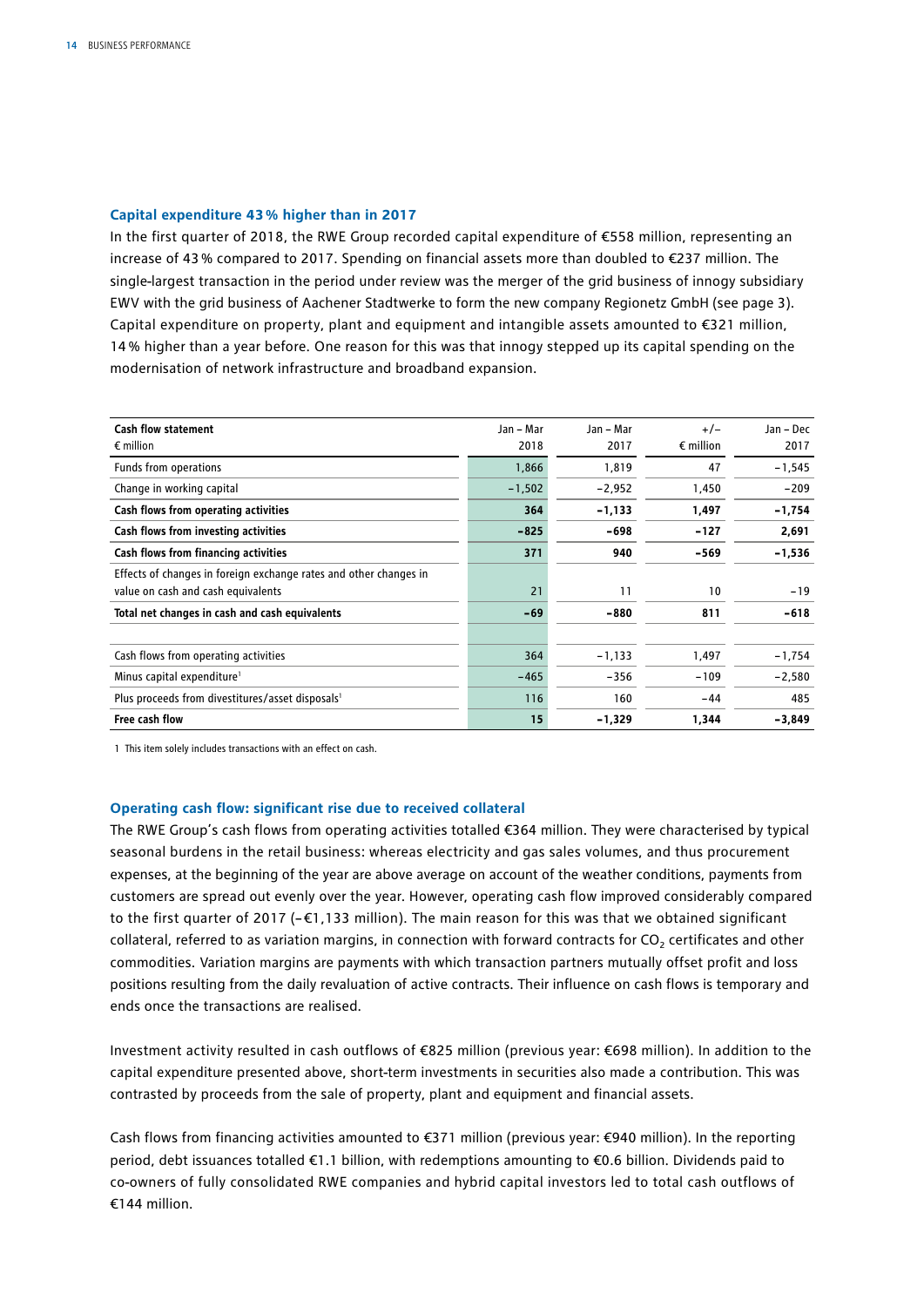### Capital expenditure 43 % higher than in 2017

In the first quarter of 2018, the RWE Group recorded capital expenditure of €558 million, representing an increase of 43 % compared to 2017. Spending on financial assets more than doubled to €237 million. The single-largest transaction in the period under review was the merger of the grid business of innogy subsidiary EWV with the grid business of Aachener Stadtwerke to form the new company Regionetz GmbH (see page 3). Capital expenditure on property, plant and equipment and intangible assets amounted to €321 million, 14 % higher than a year before. One reason for this was that innogy stepped up its capital spending on the modernisation of network infrastructure and broadband expansion.

| Cash flow statement<br>€ million | Jan – Mar 2018 | Jan – Mar 2017 | +/–<br>€ million | Jan – Dec 2017 |
|---|---|---|---|---|
| Funds from operations | 1,866 | 1,819 | 47 | −1,545 |
| Change in working capital | −1,502 | −2,952 | 1,450 | −209 |
| **Cash flows from operating activities** | **364** | **−1,133** | **1,497** | **−1,754** |
| **Cash flows from investing activities** | **−825** | **−698** | **−127** | **2,691** |
| **Cash flows from financing activities** | **371** | **940** | **−569** | **−1,536** |
| Effects of changes in foreign exchange rates and other changes in value on cash and cash equivalents | 21 | 11 | 10 | −19 |
| **Total net changes in cash and cash equivalents** | **−69** | **−880** | **811** | **−618** |
| | | | | |
| Cash flows from operating activities | 364 | −1,133 | 1,497 | −1,754 |
| Minus capital expenditure[1] | −465 | −356 | −109 | −2,580 |
| Plus proceeds from divestitures/asset disposals[1] | 116 | 160 | −44 | 485 |
| **Free cash flow** | **15** | **−1,329** | **1,344** | **−3,849** |

1 This item solely includes transactions with an effect on cash.

### Operating cash flow: significant rise due to received collateral

The RWE Group's cash flows from operating activities totalled €364 million. They were characterised by typical seasonal burdens in the retail business: whereas electricity and gas sales volumes, and thus procurement expenses, at the beginning of the year are above average on account of the weather conditions, payments from customers are spread out evenly over the year. However, operating cash flow improved considerably compared to the first quarter of 2017 (−€1,133 million). The main reason for this was that we obtained significant collateral, referred to as variation margins, in connection with forward contracts for $CO_2$ certificates and other commodities. Variation margins are payments with which transaction partners mutually offset profit and loss positions resulting from the daily revaluation of active contracts. Their influence on cash flows is temporary and ends once the transactions are realised.

Investment activity resulted in cash outflows of €825 million (previous year: €698 million). In addition to the capital expenditure presented above, short-term investments in securities also made a contribution. This was contrasted by proceeds from the sale of property, plant and equipment and financial assets.

Cash flows from financing activities amounted to €371 million (previous year: €940 million). In the reporting period, debt issuances totalled €1.1 billion, with redemptions amounting to €0.6 billion. Dividends paid to co-owners of fully consolidated RWE companies and hybrid capital investors led to total cash outflows of €144 million.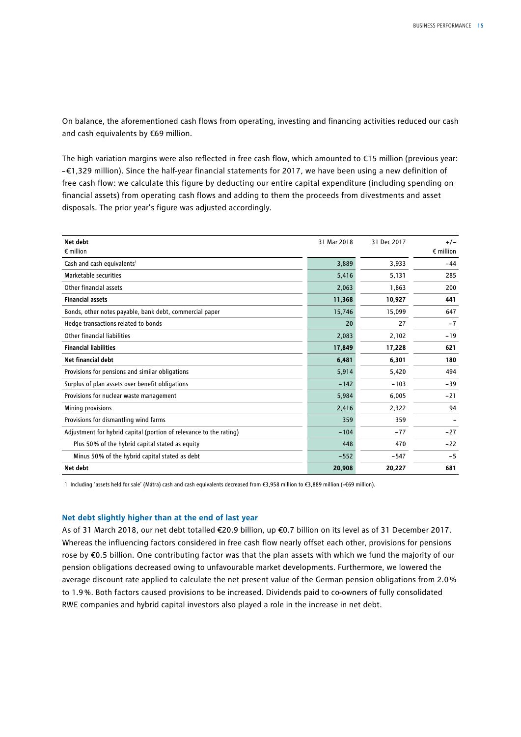On balance, the aforementioned cash flows from operating, investing and financing activities reduced our cash and cash equivalents by €69 million.

The high variation margins were also reflected in free cash flow, which amounted to €15 million (previous year: –€1,329 million). Since the half-year financial statements for 2017, we have been using a new definition of free cash flow: we calculate this figure by deducting our entire capital expenditure (including spending on financial assets) from operating cash flows and adding to them the proceeds from divestments and asset disposals. The prior year's figure was adjusted accordingly.

| Net debt<br>€ million | 31 Mar 2018 | 31 Dec 2017 | +/–<br>€ million |
|---|---|---|---|
| Cash and cash equivalents[1] | 3,889 | 3,933 | −44 |
| Marketable securities | 5,416 | 5,131 | 285 |
| Other financial assets | 2,063 | 1,863 | 200 |
| **Financial assets** | **11,368** | **10,927** | **441** |
| Bonds, other notes payable, bank debt, commercial paper | 15,746 | 15,099 | 647 |
| Hedge transactions related to bonds | 20 | 27 | −7 |
| Other financial liabilities | 2,083 | 2,102 | −19 |
| **Financial liabilities** | **17,849** | **17,228** | **621** |
| **Net financial debt** | **6,481** | **6,301** | **180** |
| Provisions for pensions and similar obligations | 5,914 | 5,420 | 494 |
| Surplus of plan assets over benefit obligations | −142 | −103 | −39 |
| Provisions for nuclear waste management | 5,984 | 6,005 | −21 |
| Mining provisions | 2,416 | 2,322 | 94 |
| Provisions for dismantling wind farms | 359 | 359 | – |
| Adjustment for hybrid capital (portion of relevance to the rating) | −104 | −77 | −27 |
| Plus 50 % of the hybrid capital stated as equity | 448 | 470 | −22 |
| Minus 50 % of the hybrid capital stated as debt | −552 | −547 | −5 |
| **Net debt** | **20,908** | **20,227** | **681** |

1 Including 'assets held for sale' (Mátra) cash and cash equivalents decreased from €3,958 million to €3,889 million (–€69 million).

### Net debt slightly higher than at the end of last year

As of 31 March 2018, our net debt totalled €20.9 billion, up €0.7 billion on its level as of 31 December 2017. Whereas the influencing factors considered in free cash flow nearly offset each other, provisions for pensions rose by €0.5 billion. One contributing factor was that the plan assets with which we fund the majority of our pension obligations decreased owing to unfavourable market developments. Furthermore, we lowered the average discount rate applied to calculate the net present value of the German pension obligations from 2.0 % to 1.9 %. Both factors caused provisions to be increased. Dividends paid to co-owners of fully consolidated RWE companies and hybrid capital investors also played a role in the increase in net debt.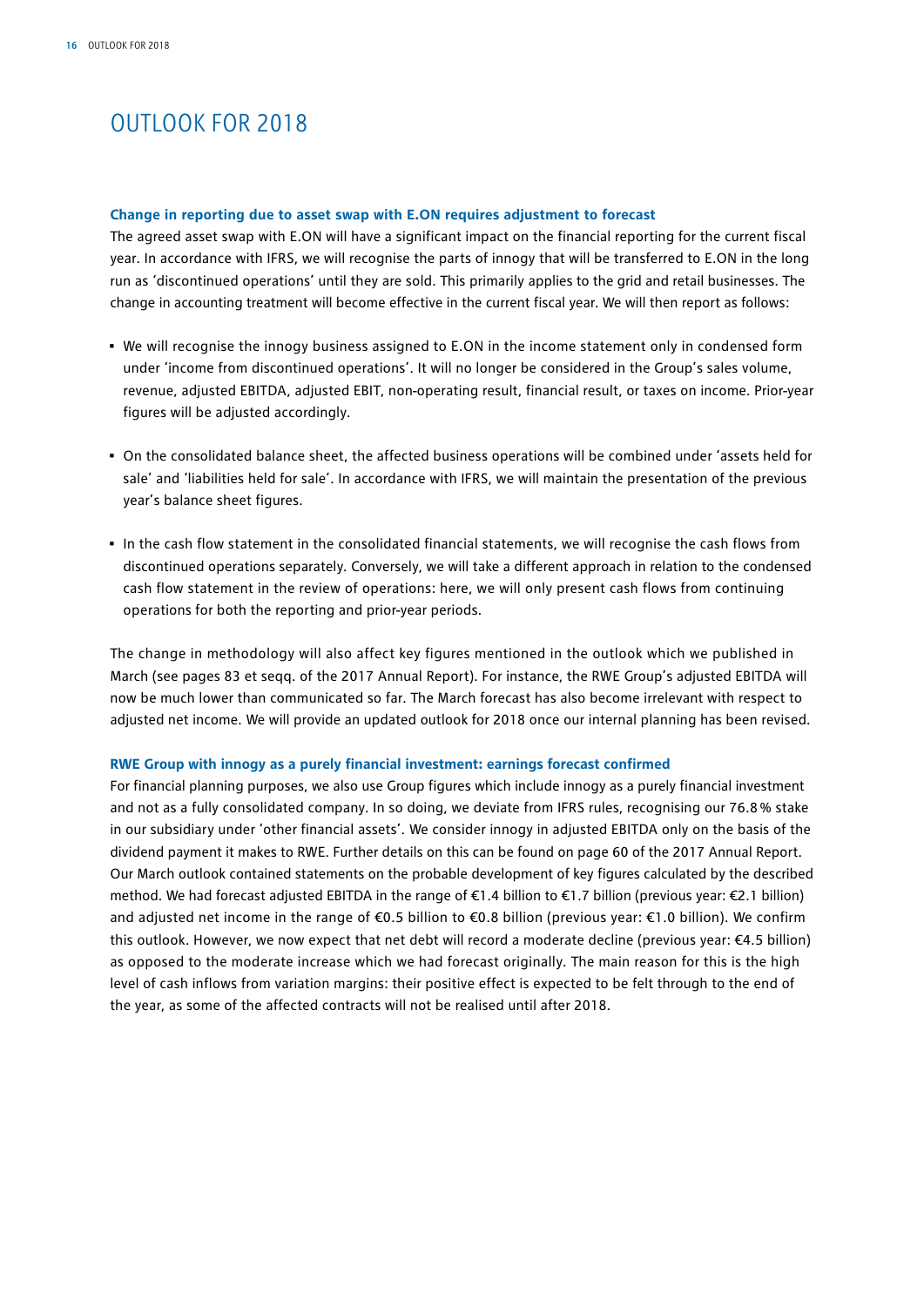# OUTLOOK FOR 2018

### Change in reporting due to asset swap with E.ON requires adjustment to forecast

The agreed asset swap with E.ON will have a significant impact on the financial reporting for the current fiscal year. In accordance with IFRS, we will recognise the parts of innogy that will be transferred to E.ON in the long run as 'discontinued operations' until they are sold. This primarily applies to the grid and retail businesses. The change in accounting treatment will become effective in the current fiscal year. We will then report as follows:

- We will recognise the innogy business assigned to E.ON in the income statement only in condensed form under 'income from discontinued operations'. It will no longer be considered in the Group's sales volume, revenue, adjusted EBITDA, adjusted EBIT, non-operating result, financial result, or taxes on income. Prior-year figures will be adjusted accordingly.
- On the consolidated balance sheet, the affected business operations will be combined under 'assets held for sale' and 'liabilities held for sale'. In accordance with IFRS, we will maintain the presentation of the previous year's balance sheet figures.
- In the cash flow statement in the consolidated financial statements, we will recognise the cash flows from discontinued operations separately. Conversely, we will take a different approach in relation to the condensed cash flow statement in the review of operations: here, we will only present cash flows from continuing operations for both the reporting and prior-year periods.

The change in methodology will also affect key figures mentioned in the outlook which we published in March (see pages 83 et seqq. of the 2017 Annual Report). For instance, the RWE Group's adjusted EBITDA will now be much lower than communicated so far. The March forecast has also become irrelevant with respect to adjusted net income. We will provide an updated outlook for 2018 once our internal planning has been revised.

### RWE Group with innogy as a purely financial investment: earnings forecast confirmed

For financial planning purposes, we also use Group figures which include innogy as a purely financial investment and not as a fully consolidated company. In so doing, we deviate from IFRS rules, recognising our 76.8 % stake in our subsidiary under 'other financial assets'. We consider innogy in adjusted EBITDA only on the basis of the dividend payment it makes to RWE. Further details on this can be found on page 60 of the 2017 Annual Report. Our March outlook contained statements on the probable development of key figures calculated by the described method. We had forecast adjusted EBITDA in the range of €1.4 billion to €1.7 billion (previous year: €2.1 billion) and adjusted net income in the range of €0.5 billion to €0.8 billion (previous year: €1.0 billion). We confirm this outlook. However, we now expect that net debt will record a moderate decline (previous year: €4.5 billion) as opposed to the moderate increase which we had forecast originally. The main reason for this is the high level of cash inflows from variation margins: their positive effect is expected to be felt through to the end of the year, as some of the affected contracts will not be realised until after 2018.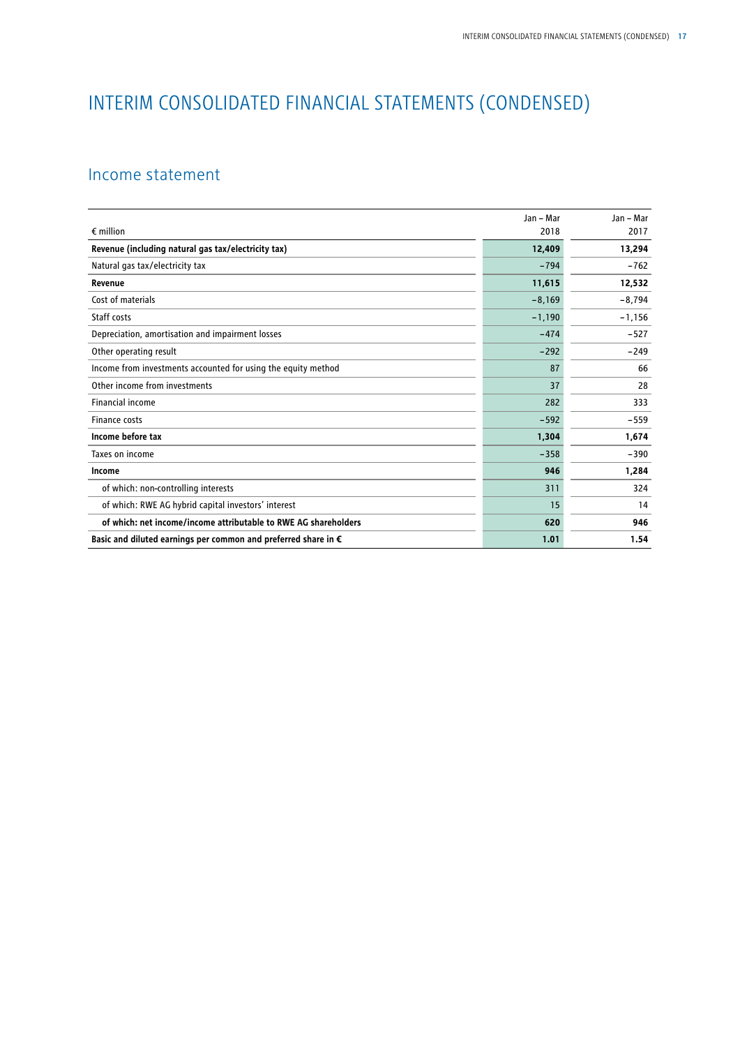# INTERIM CONSOLIDATED FINANCIAL STATEMENTS (CONDENSED)

## Income statement

| € million | Jan – Mar 2018 | Jan – Mar 2017 |
|---|---|---|
| **Revenue (including natural gas tax/electricity tax)** | **12,409** | **13,294** |
| Natural gas tax/electricity tax | −794 | −762 |
| **Revenue** | **11,615** | **12,532** |
| Cost of materials | −8,169 | −8,794 |
| Staff costs | −1,190 | −1,156 |
| Depreciation, amortisation and impairment losses | −474 | −527 |
| Other operating result | −292 | −249 |
| Income from investments accounted for using the equity method | 87 | 66 |
| Other income from investments | 37 | 28 |
| Financial income | 282 | 333 |
| Finance costs | −592 | −559 |
| **Income before tax** | **1,304** | **1,674** |
| Taxes on income | −358 | −390 |
| **Income** | **946** | **1,284** |
| of which: non-controlling interests | 311 | 324 |
| of which: RWE AG hybrid capital investors' interest | 15 | 14 |
| **of which: net income/income attributable to RWE AG shareholders** | **620** | **946** |
| **Basic and diluted earnings per common and preferred share in €** | **1.01** | **1.54** |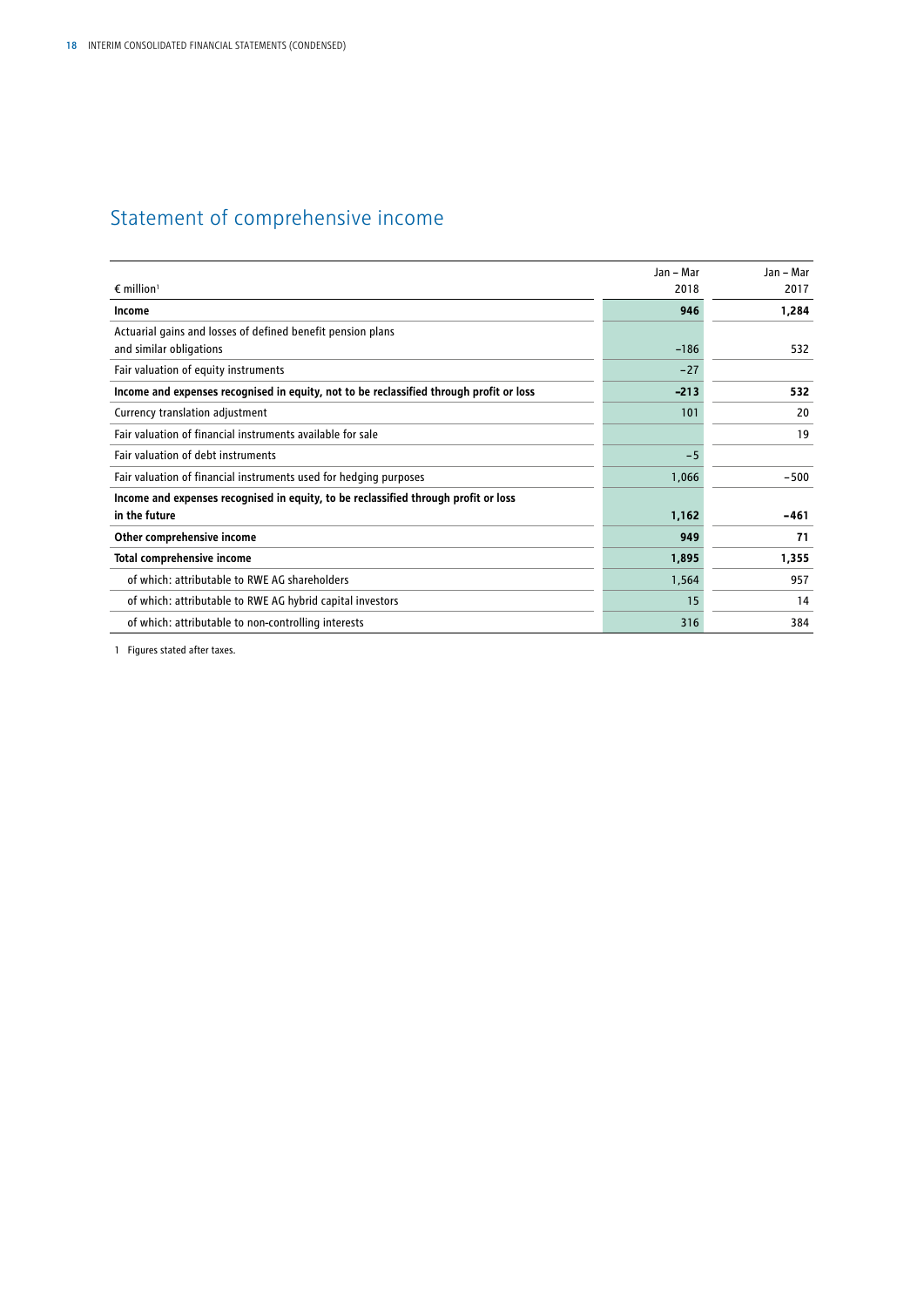# Statement of comprehensive income

| € million[1] | Jan – Mar 2018 | Jan – Mar 2017 |
|---|---|---|
| **Income** | **946** | **1,284** |
| Actuarial gains and losses of defined benefit pension plans and similar obligations | −186 | 532 |
| Fair valuation of equity instruments | −27 | |
| **Income and expenses recognised in equity, not to be reclassified through profit or loss** | **-213** | **532** |
| Currency translation adjustment | 101 | 20 |
| Fair valuation of financial instruments available for sale | | 19 |
| Fair valuation of debt instruments | −5 | |
| Fair valuation of financial instruments used for hedging purposes | 1,066 | −500 |
| **Income and expenses recognised in equity, to be reclassified through profit or loss in the future** | **1,162** | **−461** |
| **Other comprehensive income** | **949** | **71** |
| **Total comprehensive income** | **1,895** | **1,355** |
| of which: attributable to RWE AG shareholders | 1,564 | 957 |
| of which: attributable to RWE AG hybrid capital investors | 15 | 14 |
| of which: attributable to non-controlling interests | 316 | 384 |

1 Figures stated after taxes.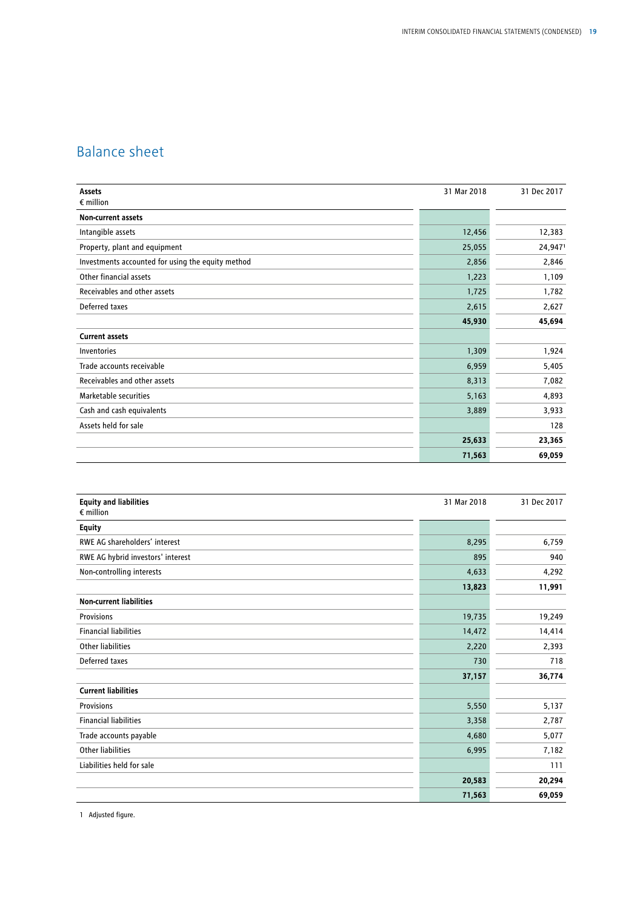## Balance sheet

| Assets<br>€ million | 31 Mar 2018 | 31 Dec 2017 |
|---|---|---|
| **Non-current assets** | | |
| Intangible assets | 12,456 | 12,383 |
| Property, plant and equipment | 25,055 | 24,947[1] |
| Investments accounted for using the equity method | 2,856 | 2,846 |
| Other financial assets | 1,223 | 1,109 |
| Receivables and other assets | 1,725 | 1,782 |
| Deferred taxes | 2,615 | 2,627 |
| | **45,930** | **45,694** |
| **Current assets** | | |
| Inventories | 1,309 | 1,924 |
| Trade accounts receivable | 6,959 | 5,405 |
| Receivables and other assets | 8,313 | 7,082 |
| Marketable securities | 5,163 | 4,893 |
| Cash and cash equivalents | 3,889 | 3,933 |
| Assets held for sale | | 128 |
| | **25,633** | **23,365** |
| | **71,563** | **69,059** |

| Equity and liabilities<br>€ million | 31 Mar 2018 | 31 Dec 2017 |
|---|---|---|
| **Equity** | | |
| RWE AG shareholders' interest | 8,295 | 6,759 |
| RWE AG hybrid investors' interest | 895 | 940 |
| Non-controlling interests | 4,633 | 4,292 |
| | **13,823** | **11,991** |
| **Non-current liabilities** | | |
| Provisions | 19,735 | 19,249 |
| Financial liabilities | 14,472 | 14,414 |
| Other liabilities | 2,220 | 2,393 |
| Deferred taxes | 730 | 718 |
| | **37,157** | **36,774** |
| **Current liabilities** | | |
| Provisions | 5,550 | 5,137 |
| Financial liabilities | 3,358 | 2,787 |
| Trade accounts payable | 4,680 | 5,077 |
| Other liabilities | 6,995 | 7,182 |
| Liabilities held for sale | | 111 |
| | **20,583** | **20,294** |
| | **71,563** | **69,059** |

1 Adjusted figure.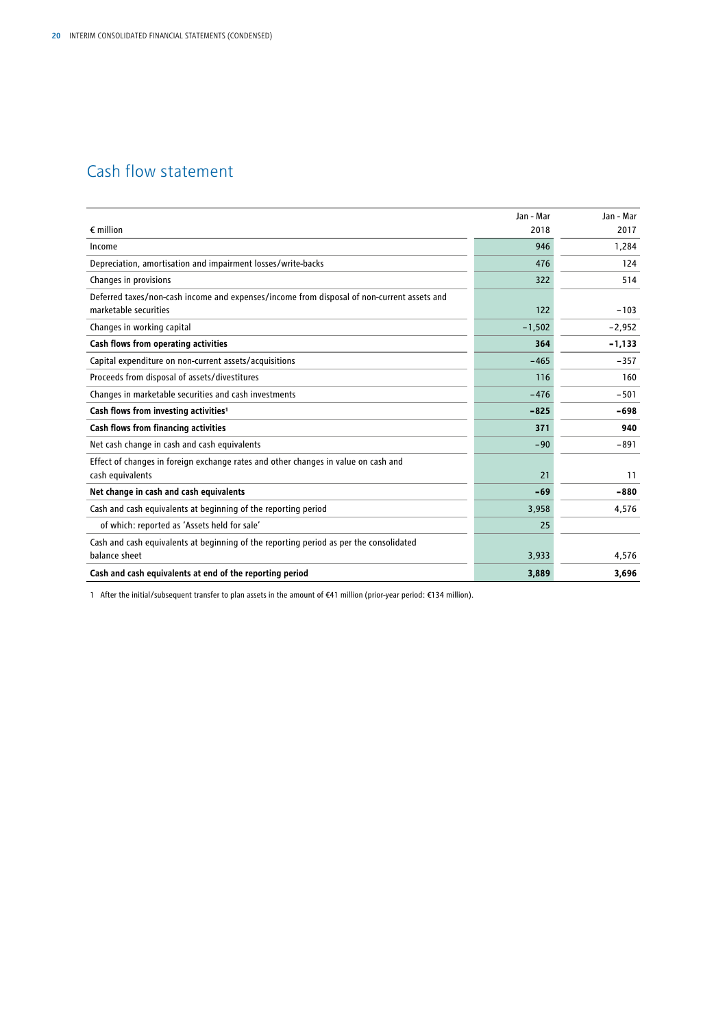## Cash flow statement

| € million | Jan - Mar 2018 | Jan - Mar 2017 |
|---|---|---|
| Income | 946 | 1,284 |
| Depreciation, amortisation and impairment losses/write-backs | 476 | 124 |
| Changes in provisions | 322 | 514 |
| Deferred taxes/non-cash income and expenses/income from disposal of non-current assets and marketable securities | 122 | −103 |
| Changes in working capital | −1,502 | −2,952 |
| **Cash flows from operating activities** | **364** | **−1,133** |
| Capital expenditure on non-current assets/acquisitions | −465 | −357 |
| Proceeds from disposal of assets/divestitures | 116 | 160 |
| Changes in marketable securities and cash investments | −476 | −501 |
| **Cash flows from investing activities**[1] | **−825** | **−698** |
| **Cash flows from financing activities** | **371** | **940** |
| Net cash change in cash and cash equivalents | −90 | −891 |
| Effect of changes in foreign exchange rates and other changes in value on cash and cash equivalents | 21 | 11 |
| **Net change in cash and cash equivalents** | **−69** | **−880** |
| Cash and cash equivalents at beginning of the reporting period | 3,958 | 4,576 |
| of which: reported as 'Assets held for sale' | 25 | |
| Cash and cash equivalents at beginning of the reporting period as per the consolidated balance sheet | 3,933 | 4,576 |
| **Cash and cash equivalents at end of the reporting period** | **3,889** | **3,696** |

1 After the initial/subsequent transfer to plan assets in the amount of €41 million (prior-year period: €134 million).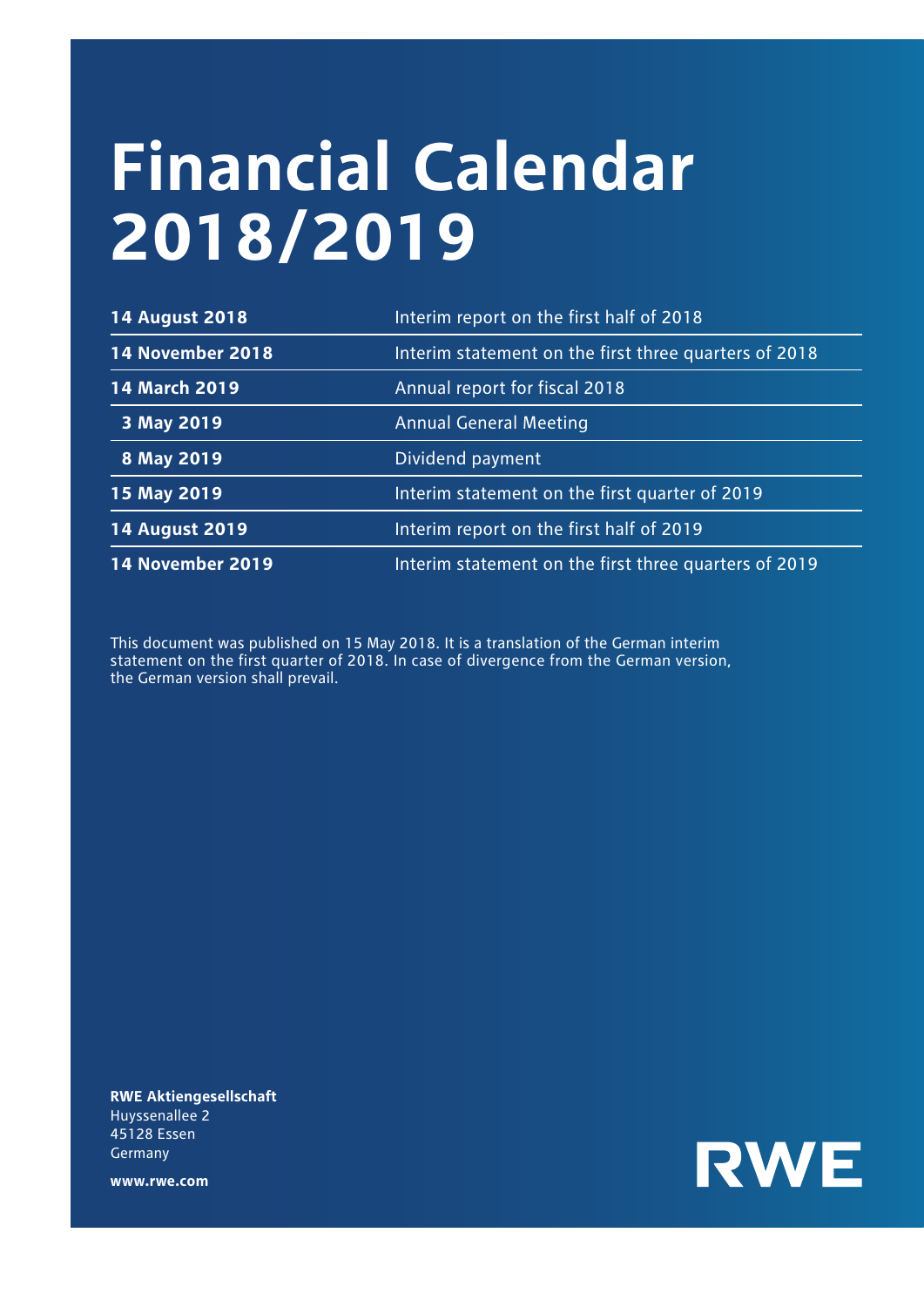# Financial Calendar 2018/2019

| | |
|---|---|
| **14 August 2018** | Interim report on the first half of 2018 |
| **14 November 2018** | Interim statement on the first three quarters of 2018 |
| **14 March 2019** | Annual report for fiscal 2018 |
| **3 May 2019** | Annual General Meeting |
| **8 May 2019** | Dividend payment |
| **15 May 2019** | Interim statement on the first quarter of 2019 |
| **14 August 2019** | Interim report on the first half of 2019 |
| **14 November 2019** | Interim statement on the first three quarters of 2019 |

This document was published on 15 May 2018. It is a translation of the German interim statement on the first quarter of 2018. In case of divergence from the German version, the German version shall prevail.

**RWE Aktiengesellschaft**
Huyssenallee 2
45128 Essen
Germany

**www.rwe.com**

RWE